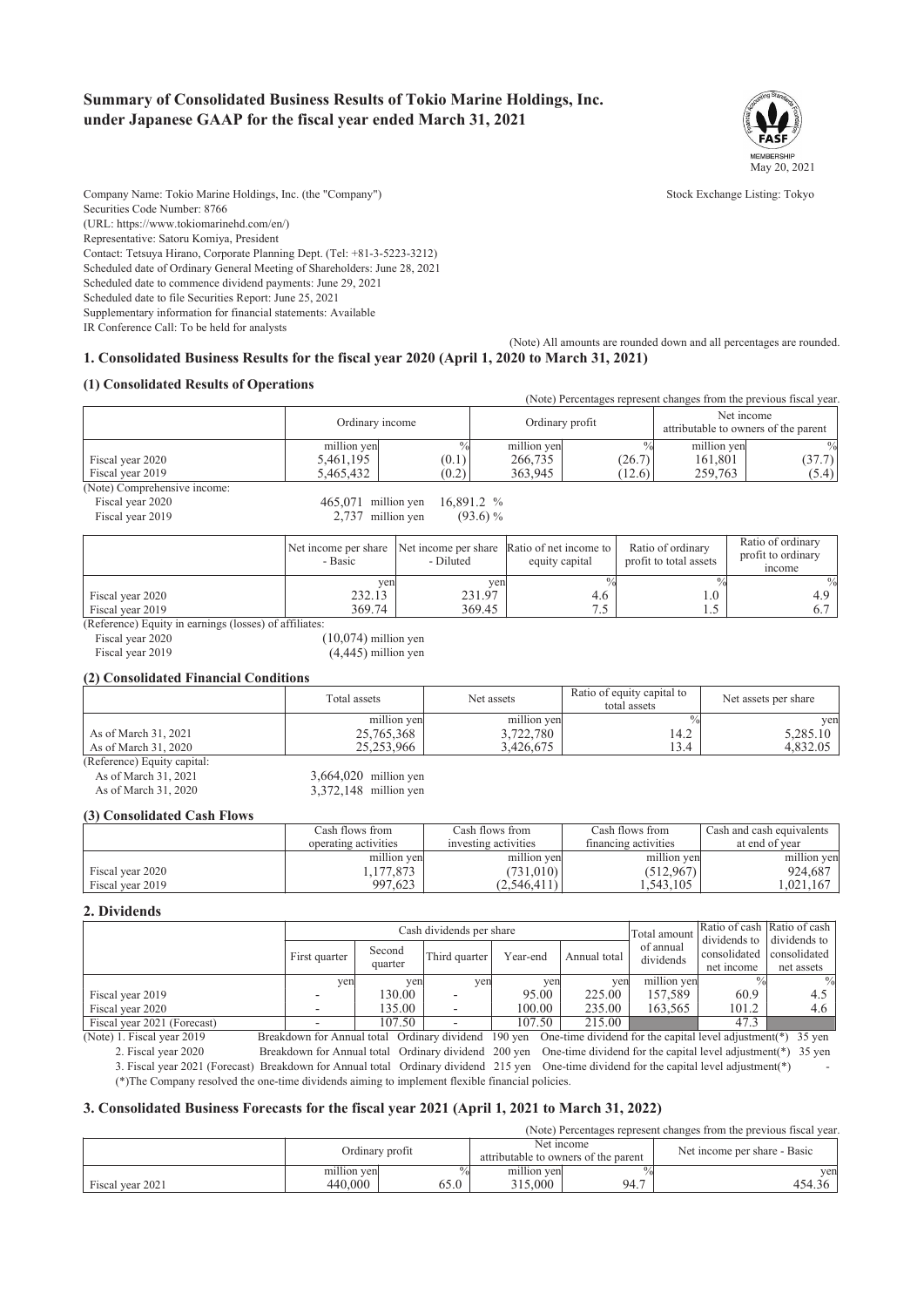# Summary of Consolidated Business Results of Tokio Marine Holdings, Inc. under Japanese GAAP for the fiscal year ended March 31, 2021

FASF MEMBERSHIP

May 20, 2021

Company Name: Tokio Marine Holdings, Inc. (the "Company")

Stock Exchange Listing: Tokyo

Securities Code Number: 8766

(URL: https://www.tokiomarinehd.com/en/)

Representative: Satoru Komiya, President

Contact: Tetsuya Hirano, Corporate Planning Dept. (Tel: +81-3-5223-3212)

Scheduled date of Ordinary General Meeting of Shareholders: June 28, 2021

Scheduled date to commence dividend payments: June 29, 2021

Scheduled date to file Securities Report: June 25, 2021

Supplementary information for financial statements: Available

IR Conference Call: To be held for analysts

(Note) All amounts are rounded down and all percentages are rounded.

## 1. Consolidated Business Results for the fiscal year 2020 (April 1, 2020 to March 31, 2021)

### (1) Consolidated Results of Operations

(Note) Percentages represent changes from the previous fiscal year.

| | Ordinary income | | Ordinary profit | | Net income attributable to owners of the parent | |
|---|---|---|---|---|---|---|
| | million yen | % | million yen | % | million yen | % |
| Fiscal year 2020 | 5,461,195 | (0.1) | 266,735 | (26.7) | 161,801 | (37.7) |
| Fiscal year 2019 | 5,465,432 | (0.2) | 363,945 | (12.6) | 259,763 | (5.4) |

(Note) Comprehensive income:

Fiscal year 2020 465,071 million yen 16,891.2 %

Fiscal year 2019 2,737 million yen (93.6) %

| | Net income per share - Basic | Net income per share - Diluted | Ratio of net income to equity capital | Ratio of ordinary profit to total assets | Ratio of ordinary profit to ordinary income |
|---|---|---|---|---|---|
| | yen | yen | % | % | % |
| Fiscal year 2020 | 232.13 | 231.97 | 4.6 | 1.0 | 4.9 |
| Fiscal year 2019 | 369.74 | 369.45 | 7.5 | 1.5 | 6.7 |

(Reference) Equity in earnings (losses) of affiliates:

Fiscal year 2020 (10,074) million yen

Fiscal year 2019 (4,445) million yen

### (2) Consolidated Financial Conditions

| | Total assets | Net assets | Ratio of equity capital to total assets | Net assets per share |
|---|---|---|---|---|
| | million yen | million yen | % | yen |
| As of March 31, 2021 | 25,765,368 | 3,722,780 | 14.2 | 5,285.10 |
| As of March 31, 2020 | 25,253,966 | 3,426,675 | 13.4 | 4,832.05 |

(Reference) Equity capital:

As of March 31, 2021 3,664,020 million yen

As of March 31, 2020 3,372,148 million yen

### (3) Consolidated Cash Flows

| | Cash flows from operating activities | Cash flows from investing activities | Cash flows from financing activities | Cash and cash equivalents at end of year |
|---|---|---|---|---|
| | million yen | million yen | million yen | million yen |
| Fiscal year 2020 | 1,177,873 | (731,010) | (512,967) | 924,687 |
| Fiscal year 2019 | 997,623 | (2,546,411) | 1,543,105 | 1,021,167 |

## 2. Dividends

| | Cash dividends per share | | | | | Total amount of annual dividends | Ratio of cash dividends to consolidated net income | Ratio of cash dividends to consolidated net assets |
|---|---|---|---|---|---|---|---|---|
| | First quarter | Second quarter | Third quarter | Year-end | Annual total | | | |
| | yen | yen | yen | yen | yen | million yen | % | % |
| Fiscal year 2019 | - | 130.00 | - | 95.00 | 225.00 | 157,589 | 60.9 | 4.5 |
| Fiscal year 2020 | - | 135.00 | - | 100.00 | 235.00 | 163,565 | 101.2 | 4.6 |
| Fiscal year 2021 (Forecast) | - | 107.50 | - | 107.50 | 215.00 | | 47.3 | |

(Note) 1. Fiscal year 2019 Breakdown for Annual total Ordinary dividend 190 yen One-time dividend for the capital level adjustment(*) 35 yen

2. Fiscal year 2020 Breakdown for Annual total Ordinary dividend 200 yen One-time dividend for the capital level adjustment(*) 35 yen

3. Fiscal year 2021 (Forecast) Breakdown for Annual total Ordinary dividend 215 yen One-time dividend for the capital level adjustment(*) -

(*)The Company resolved the one-time dividends aiming to implement flexible financial policies.

## 3. Consolidated Business Forecasts for the fiscal year 2021 (April 1, 2021 to March 31, 2022)

(Note) Percentages represent changes from the previous fiscal year.

| | Ordinary profit | | Net income attributable to owners of the parent | | Net income per share - Basic |
|---|---|---|---|---|---|
| | million yen | % | million yen | % | yen |
| Fiscal year 2021 | 440,000 | 65.0 | 315,000 | 94.7 | 454.36 |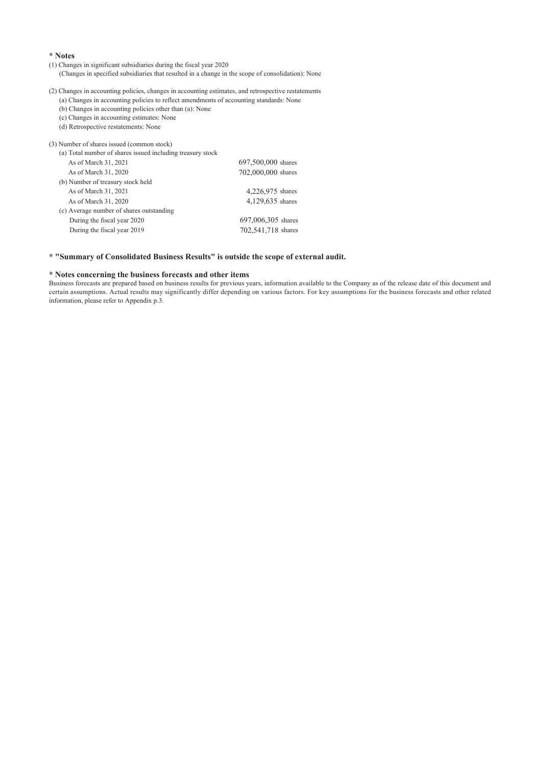**\* Notes**

(1) Changes in significant subsidiaries during the fiscal year 2020
(Changes in specified subsidiaries that resulted in a change in the scope of consolidation): None

(2) Changes in accounting policies, changes in accounting estimates, and retrospective restatements
(a) Changes in accounting policies to reflect amendments of accounting standards: None
(b) Changes in accounting policies other than (a): None
(c) Changes in accounting estimates: None
(d) Retrospective restatements: None

(3) Number of shares issued (common stock)

| | |
|---|---|
| (a) Total number of shares issued including treasury stock | |
| As of March 31, 2021 | 697,500,000 shares |
| As of March 31, 2020 | 702,000,000 shares |
| (b) Number of treasury stock held | |
| As of March 31, 2021 | 4,226,975 shares |
| As of March 31, 2020 | 4,129,635 shares |
| (c) Average number of shares outstanding | |
| During the fiscal year 2020 | 697,006,305 shares |
| During the fiscal year 2019 | 702,541,718 shares |

**\* "Summary of Consolidated Business Results" is outside the scope of external audit.**

**\* Notes concerning the business forecasts and other items**

Business forecasts are prepared based on business results for previous years, information available to the Company as of the release date of this document and certain assumptions. Actual results may significantly differ depending on various factors. For key assumptions for the business forecasts and other related information, please refer to Appendix p.3.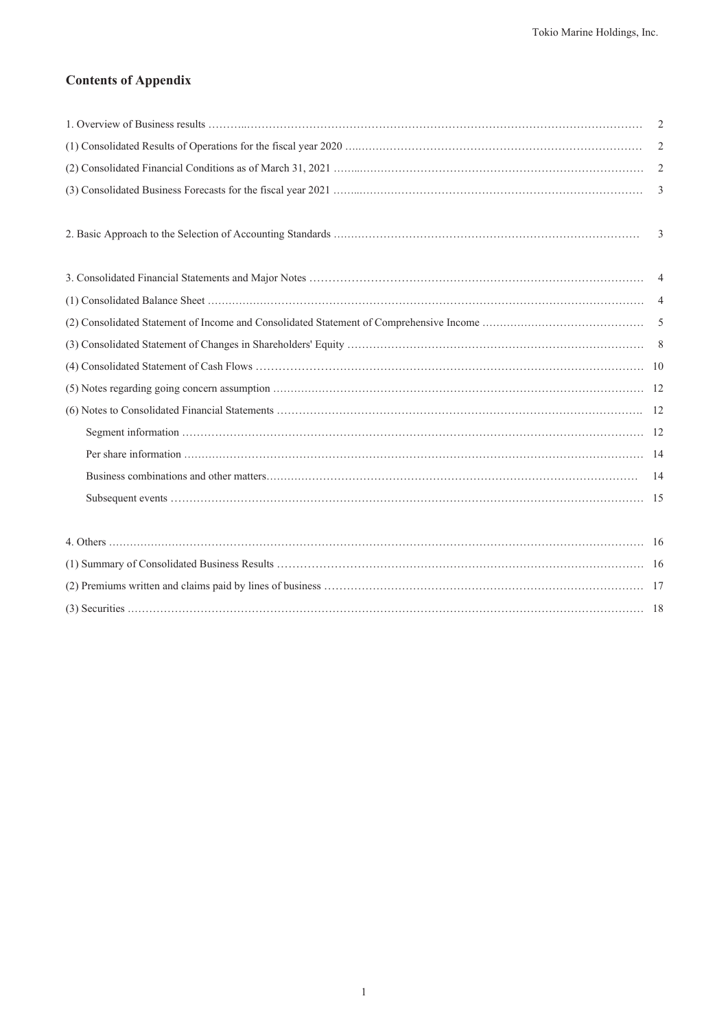## Contents of Appendix

| | |
|---|---|
| 1. Overview of Business results | 2 |
| (1) Consolidated Results of Operations for the fiscal year 2020 | 2 |
| (2) Consolidated Financial Conditions as of March 31, 2021 | 2 |
| (3) Consolidated Business Forecasts for the fiscal year 2021 | 3 |
| | |
| 2. Basic Approach to the Selection of Accounting Standards | 3 |
| | |
| 3. Consolidated Financial Statements and Major Notes | 4 |
| (1) Consolidated Balance Sheet | 4 |
| (2) Consolidated Statement of Income and Consolidated Statement of Comprehensive Income | 5 |
| (3) Consolidated Statement of Changes in Shareholders' Equity | 8 |
| (4) Consolidated Statement of Cash Flows | 10 |
| (5) Notes regarding going concern assumption | 12 |
| (6) Notes to Consolidated Financial Statements | 12 |
| Segment information | 12 |
| Per share information | 14 |
| Business combinations and other matters | 14 |
| Subsequent events | 15 |
| | |
| 4. Others | 16 |
| (1) Summary of Consolidated Business Results | 16 |
| (2) Premiums written and claims paid by lines of business | 17 |
| (3) Securities | 18 |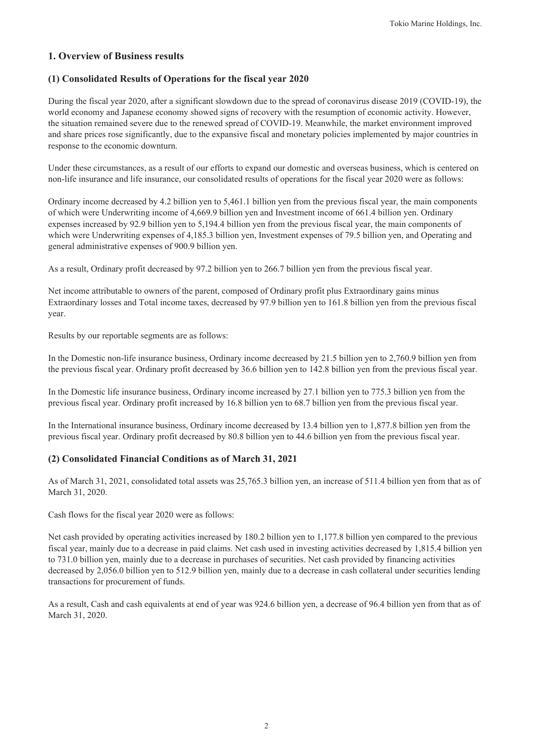## 1. Overview of Business results

### (1) Consolidated Results of Operations for the fiscal year 2020

During the fiscal year 2020, after a significant slowdown due to the spread of coronavirus disease 2019 (COVID-19), the world economy and Japanese economy showed signs of recovery with the resumption of economic activity. However, the situation remained severe due to the renewed spread of COVID-19. Meanwhile, the market environment improved and share prices rose significantly, due to the expansive fiscal and monetary policies implemented by major countries in response to the economic downturn.

Under these circumstances, as a result of our efforts to expand our domestic and overseas business, which is centered on non-life insurance and life insurance, our consolidated results of operations for the fiscal year 2020 were as follows:

Ordinary income decreased by 4.2 billion yen to 5,461.1 billion yen from the previous fiscal year, the main components of which were Underwriting income of 4,669.9 billion yen and Investment income of 661.4 billion yen. Ordinary expenses increased by 92.9 billion yen to 5,194.4 billion yen from the previous fiscal year, the main components of which were Underwriting expenses of 4,185.3 billion yen, Investment expenses of 79.5 billion yen, and Operating and general administrative expenses of 900.9 billion yen.

As a result, Ordinary profit decreased by 97.2 billion yen to 266.7 billion yen from the previous fiscal year.

Net income attributable to owners of the parent, composed of Ordinary profit plus Extraordinary gains minus Extraordinary losses and Total income taxes, decreased by 97.9 billion yen to 161.8 billion yen from the previous fiscal year.

Results by our reportable segments are as follows:

In the Domestic non-life insurance business, Ordinary income decreased by 21.5 billion yen to 2,760.9 billion yen from the previous fiscal year. Ordinary profit decreased by 36.6 billion yen to 142.8 billion yen from the previous fiscal year.

In the Domestic life insurance business, Ordinary income increased by 27.1 billion yen to 775.3 billion yen from the previous fiscal year. Ordinary profit increased by 16.8 billion yen to 68.7 billion yen from the previous fiscal year.

In the International insurance business, Ordinary income decreased by 13.4 billion yen to 1,877.8 billion yen from the previous fiscal year. Ordinary profit decreased by 80.8 billion yen to 44.6 billion yen from the previous fiscal year.

### (2) Consolidated Financial Conditions as of March 31, 2021

As of March 31, 2021, consolidated total assets was 25,765.3 billion yen, an increase of 511.4 billion yen from that as of March 31, 2020.

Cash flows for the fiscal year 2020 were as follows:

Net cash provided by operating activities increased by 180.2 billion yen to 1,177.8 billion yen compared to the previous fiscal year, mainly due to a decrease in paid claims. Net cash used in investing activities decreased by 1,815.4 billion yen to 731.0 billion yen, mainly due to a decrease in purchases of securities. Net cash provided by financing activities decreased by 2,056.0 billion yen to 512.9 billion yen, mainly due to a decrease in cash collateral under securities lending transactions for procurement of funds.

As a result, Cash and cash equivalents at end of year was 924.6 billion yen, a decrease of 96.4 billion yen from that as of March 31, 2020.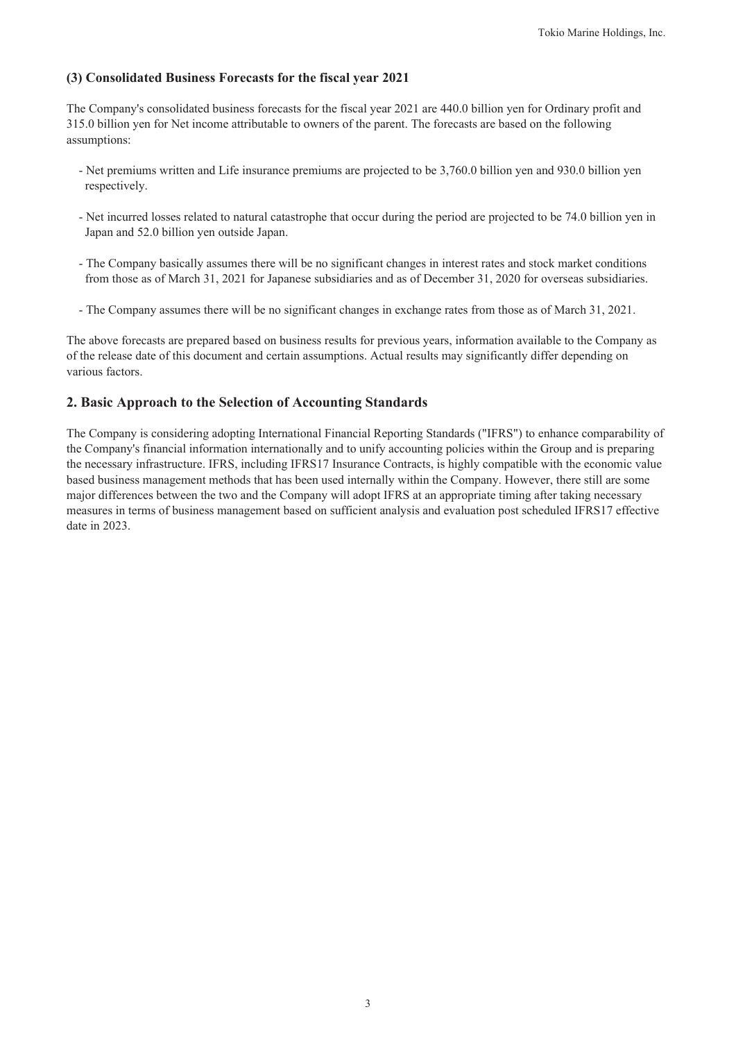### (3) Consolidated Business Forecasts for the fiscal year 2021

The Company's consolidated business forecasts for the fiscal year 2021 are 440.0 billion yen for Ordinary profit and 315.0 billion yen for Net income attributable to owners of the parent. The forecasts are based on the following assumptions:

- Net premiums written and Life insurance premiums are projected to be 3,760.0 billion yen and 930.0 billion yen respectively.

- Net incurred losses related to natural catastrophe that occur during the period are projected to be 74.0 billion yen in Japan and 52.0 billion yen outside Japan.

- The Company basically assumes there will be no significant changes in interest rates and stock market conditions from those as of March 31, 2021 for Japanese subsidiaries and as of December 31, 2020 for overseas subsidiaries.

- The Company assumes there will be no significant changes in exchange rates from those as of March 31, 2021.

The above forecasts are prepared based on business results for previous years, information available to the Company as of the release date of this document and certain assumptions. Actual results may significantly differ depending on various factors.

## 2. Basic Approach to the Selection of Accounting Standards

The Company is considering adopting International Financial Reporting Standards ("IFRS") to enhance comparability of the Company's financial information internationally and to unify accounting policies within the Group and is preparing the necessary infrastructure. IFRS, including IFRS17 Insurance Contracts, is highly compatible with the economic value based business management methods that has been used internally within the Company. However, there still are some major differences between the two and the Company will adopt IFRS at an appropriate timing after taking necessary measures in terms of business management based on sufficient analysis and evaluation post scheduled IFRS17 effective date in 2023.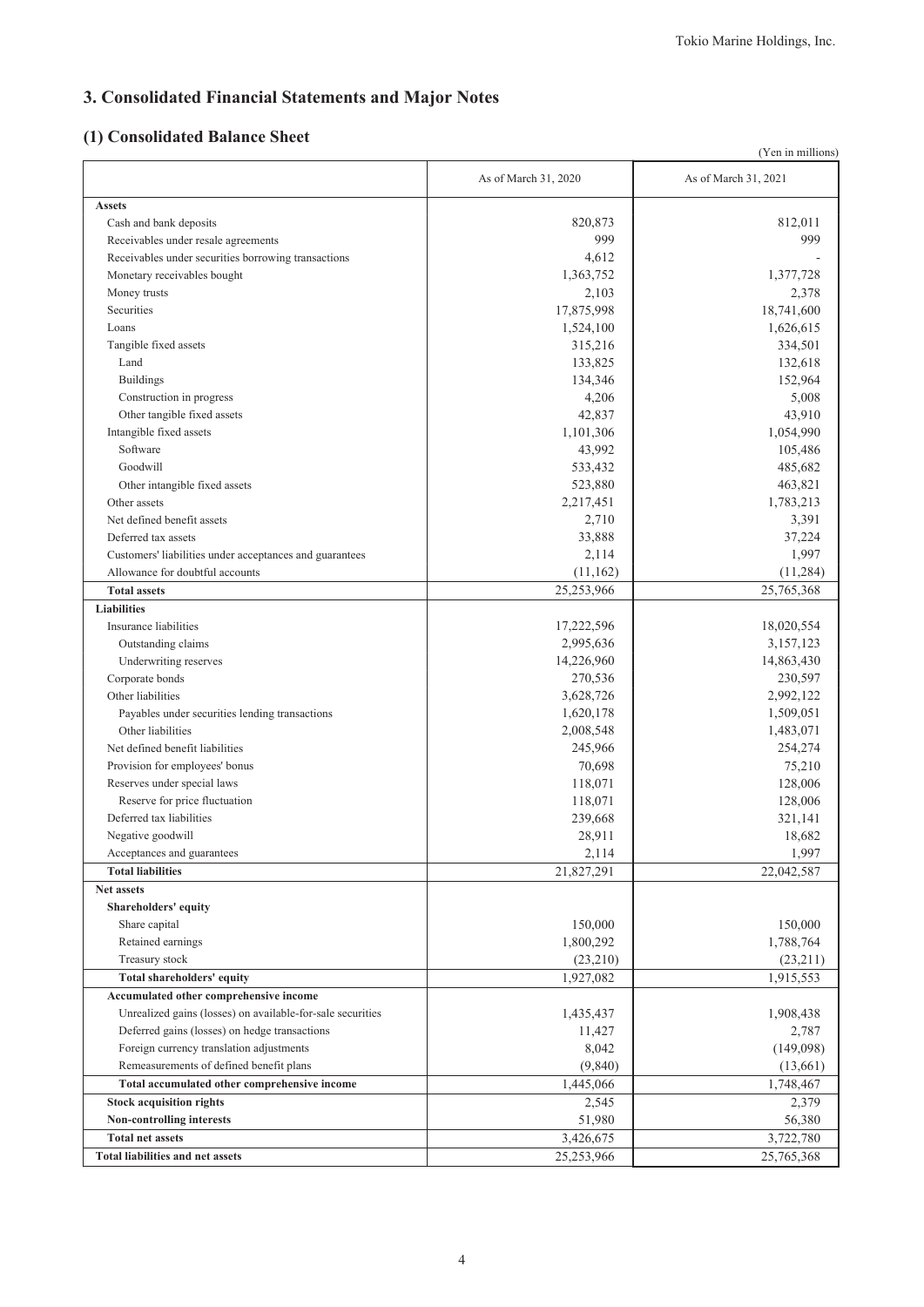## 3. Consolidated Financial Statements and Major Notes

### (1) Consolidated Balance Sheet

(Yen in millions)

| | As of March 31, 2020 | As of March 31, 2021 |
|---|---|---|
| **Assets** | | |
| Cash and bank deposits | 820,873 | 812,011 |
| Receivables under resale agreements | 999 | 999 |
| Receivables under securities borrowing transactions | 4,612 | - |
| Monetary receivables bought | 1,363,752 | 1,377,728 |
| Money trusts | 2,103 | 2,378 |
| Securities | 17,875,998 | 18,741,600 |
| Loans | 1,524,100 | 1,626,615 |
| Tangible fixed assets | 315,216 | 334,501 |
| Land | 133,825 | 132,618 |
| Buildings | 134,346 | 152,964 |
| Construction in progress | 4,206 | 5,008 |
| Other tangible fixed assets | 42,837 | 43,910 |
| Intangible fixed assets | 1,101,306 | 1,054,990 |
| Software | 43,992 | 105,486 |
| Goodwill | 533,432 | 485,682 |
| Other intangible fixed assets | 523,880 | 463,821 |
| Other assets | 2,217,451 | 1,783,213 |
| Net defined benefit assets | 2,710 | 3,391 |
| Deferred tax assets | 33,888 | 37,224 |
| Customers' liabilities under acceptances and guarantees | 2,114 | 1,997 |
| Allowance for doubtful accounts | (11,162) | (11,284) |
| **Total assets** | 25,253,966 | 25,765,368 |
| **Liabilities** | | |
| Insurance liabilities | 17,222,596 | 18,020,554 |
| Outstanding claims | 2,995,636 | 3,157,123 |
| Underwriting reserves | 14,226,960 | 14,863,430 |
| Corporate bonds | 270,536 | 230,597 |
| Other liabilities | 3,628,726 | 2,992,122 |
| Payables under securities lending transactions | 1,620,178 | 1,509,051 |
| Other liabilities | 2,008,548 | 1,483,071 |
| Net defined benefit liabilities | 245,966 | 254,274 |
| Provision for employees' bonus | 70,698 | 75,210 |
| Reserves under special laws | 118,071 | 128,006 |
| Reserve for price fluctuation | 118,071 | 128,006 |
| Deferred tax liabilities | 239,668 | 321,141 |
| Negative goodwill | 28,911 | 18,682 |
| Acceptances and guarantees | 2,114 | 1,997 |
| **Total liabilities** | 21,827,291 | 22,042,587 |
| **Net assets** | | |
| **Shareholders' equity** | | |
| Share capital | 150,000 | 150,000 |
| Retained earnings | 1,800,292 | 1,788,764 |
| Treasury stock | (23,210) | (23,211) |
| **Total shareholders' equity** | 1,927,082 | 1,915,553 |
| **Accumulated other comprehensive income** | | |
| Unrealized gains (losses) on available-for-sale securities | 1,435,437 | 1,908,438 |
| Deferred gains (losses) on hedge transactions | 11,427 | 2,787 |
| Foreign currency translation adjustments | 8,042 | (149,098) |
| Remeasurements of defined benefit plans | (9,840) | (13,661) |
| **Total accumulated other comprehensive income** | 1,445,066 | 1,748,467 |
| **Stock acquisition rights** | 2,545 | 2,379 |
| **Non-controlling interests** | 51,980 | 56,380 |
| **Total net assets** | 3,426,675 | 3,722,780 |
| **Total liabilities and net assets** | 25,253,966 | 25,765,368 |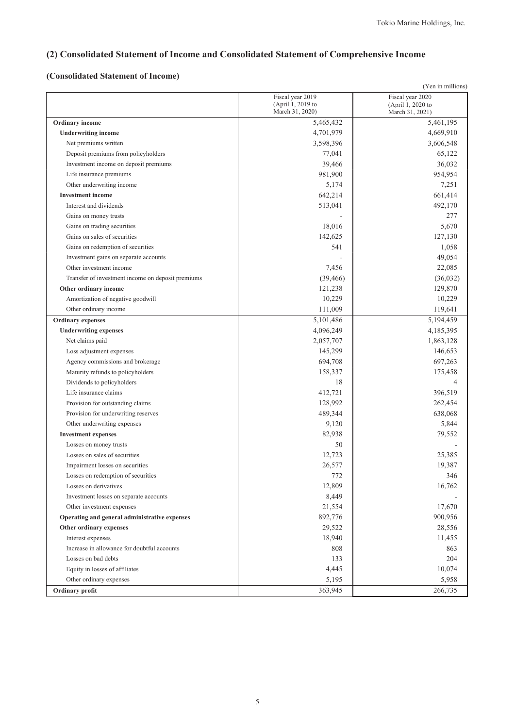## (2) Consolidated Statement of Income and Consolidated Statement of Comprehensive Income

### (Consolidated Statement of Income)

(Yen in millions)

| | Fiscal year 2019 (April 1, 2019 to March 31, 2020) | Fiscal year 2020 (April 1, 2020 to March 31, 2021) |
|---|---|---|
| **Ordinary income** | 5,465,432 | 5,461,195 |
| **Underwriting income** | 4,701,979 | 4,669,910 |
| Net premiums written | 3,598,396 | 3,606,548 |
| Deposit premiums from policyholders | 77,041 | 65,122 |
| Investment income on deposit premiums | 39,466 | 36,032 |
| Life insurance premiums | 981,900 | 954,954 |
| Other underwriting income | 5,174 | 7,251 |
| **Investment income** | 642,214 | 661,414 |
| Interest and dividends | 513,041 | 492,170 |
| Gains on money trusts | - | 277 |
| Gains on trading securities | 18,016 | 5,670 |
| Gains on sales of securities | 142,625 | 127,130 |
| Gains on redemption of securities | 541 | 1,058 |
| Investment gains on separate accounts | - | 49,054 |
| Other investment income | 7,456 | 22,085 |
| Transfer of investment income on deposit premiums | (39,466) | (36,032) |
| **Other ordinary income** | 121,238 | 129,870 |
| Amortization of negative goodwill | 10,229 | 10,229 |
| Other ordinary income | 111,009 | 119,641 |
| **Ordinary expenses** | 5,101,486 | 5,194,459 |
| **Underwriting expenses** | 4,096,249 | 4,185,395 |
| Net claims paid | 2,057,707 | 1,863,128 |
| Loss adjustment expenses | 145,299 | 146,653 |
| Agency commissions and brokerage | 694,708 | 697,263 |
| Maturity refunds to policyholders | 158,337 | 175,458 |
| Dividends to policyholders | 18 | 4 |
| Life insurance claims | 412,721 | 396,519 |
| Provision for outstanding claims | 128,992 | 262,454 |
| Provision for underwriting reserves | 489,344 | 638,068 |
| Other underwriting expenses | 9,120 | 5,844 |
| **Investment expenses** | 82,938 | 79,552 |
| Losses on money trusts | 50 | - |
| Losses on sales of securities | 12,723 | 25,385 |
| Impairment losses on securities | 26,577 | 19,387 |
| Losses on redemption of securities | 772 | 346 |
| Losses on derivatives | 12,809 | 16,762 |
| Investment losses on separate accounts | 8,449 | - |
| Other investment expenses | 21,554 | 17,670 |
| **Operating and general administrative expenses** | 892,776 | 900,956 |
| **Other ordinary expenses** | 29,522 | 28,556 |
| Interest expenses | 18,940 | 11,455 |
| Increase in allowance for doubtful accounts | 808 | 863 |
| Losses on bad debts | 133 | 204 |
| Equity in losses of affiliates | 4,445 | 10,074 |
| Other ordinary expenses | 5,195 | 5,958 |
| **Ordinary profit** | 363,945 | 266,735 |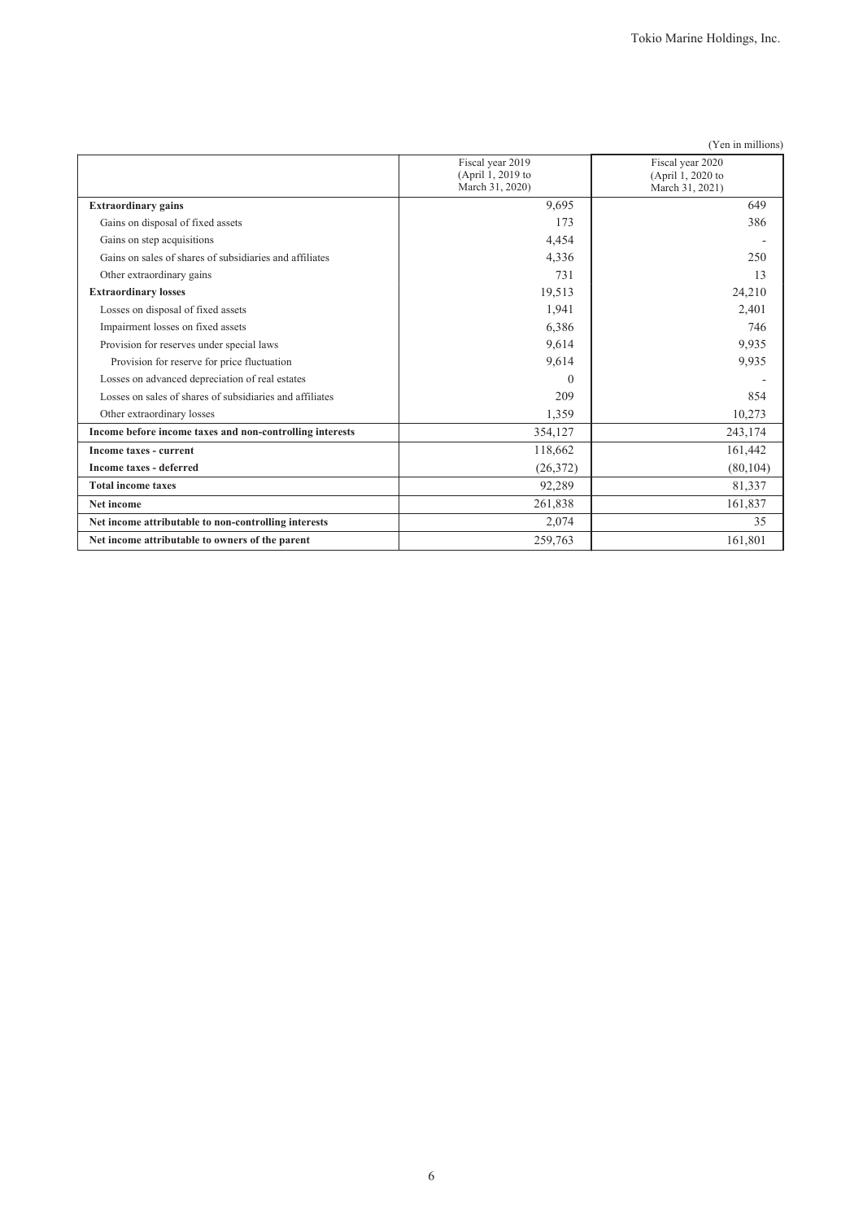(Yen in millions)

| | Fiscal year 2019 (April 1, 2019 to March 31, 2020) | Fiscal year 2020 (April 1, 2020 to March 31, 2021) |
|---|---|---|
| **Extraordinary gains** | 9,695 | 649 |
| Gains on disposal of fixed assets | 173 | 386 |
| Gains on step acquisitions | 4,454 | - |
| Gains on sales of shares of subsidiaries and affiliates | 4,336 | 250 |
| Other extraordinary gains | 731 | 13 |
| **Extraordinary losses** | 19,513 | 24,210 |
| Losses on disposal of fixed assets | 1,941 | 2,401 |
| Impairment losses on fixed assets | 6,386 | 746 |
| Provision for reserves under special laws | 9,614 | 9,935 |
| Provision for reserve for price fluctuation | 9,614 | 9,935 |
| Losses on advanced depreciation of real estates | 0 | - |
| Losses on sales of shares of subsidiaries and affiliates | 209 | 854 |
| Other extraordinary losses | 1,359 | 10,273 |
| **Income before income taxes and non-controlling interests** | 354,127 | 243,174 |
| **Income taxes - current** | 118,662 | 161,442 |
| **Income taxes - deferred** | (26,372) | (80,104) |
| **Total income taxes** | 92,289 | 81,337 |
| **Net income** | 261,838 | 161,837 |
| **Net income attributable to non-controlling interests** | 2,074 | 35 |
| **Net income attributable to owners of the parent** | 259,763 | 161,801 |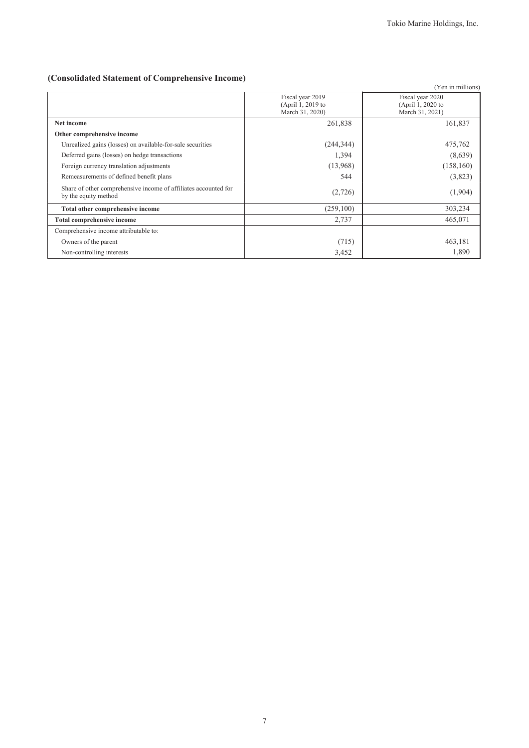## (Consolidated Statement of Comprehensive Income)

(Yen in millions)

| | Fiscal year 2019 (April 1, 2019 to March 31, 2020) | Fiscal year 2020 (April 1, 2020 to March 31, 2021) |
|---|---|---|
| **Net income** | 261,838 | 161,837 |
| **Other comprehensive income** | | |
| Unrealized gains (losses) on available-for-sale securities | (244,344) | 475,762 |
| Deferred gains (losses) on hedge transactions | 1,394 | (8,639) |
| Foreign currency translation adjustments | (13,968) | (158,160) |
| Remeasurements of defined benefit plans | 544 | (3,823) |
| Share of other comprehensive income of affiliates accounted for by the equity method | (2,726) | (1,904) |
| **Total other comprehensive income** | (259,100) | 303,234 |
| **Total comprehensive income** | 2,737 | 465,071 |
| Comprehensive income attributable to: | | |
| Owners of the parent | (715) | 463,181 |
| Non-controlling interests | 3,452 | 1,890 |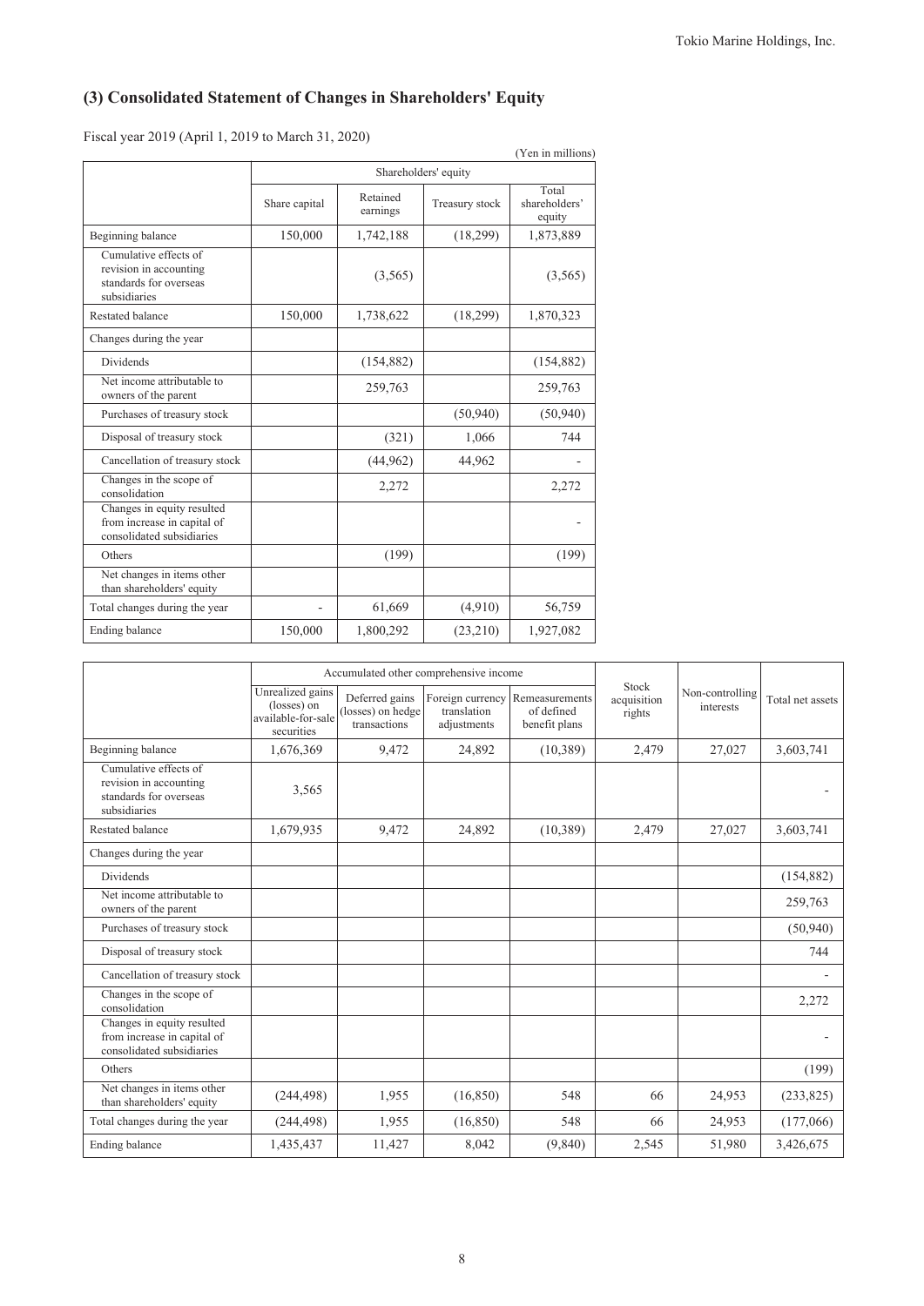## (3) Consolidated Statement of Changes in Shareholders' Equity

Fiscal year 2019 (April 1, 2019 to March 31, 2020)

(Yen in millions)

| | Shareholders' equity | | | |
|---|---|---|---|---|
| | Share capital | Retained earnings | Treasury stock | Total shareholders' equity |
| Beginning balance | 150,000 | 1,742,188 | (18,299) | 1,873,889 |
| Cumulative effects of revision in accounting standards for overseas subsidiaries | | (3,565) | | (3,565) |
| Restated balance | 150,000 | 1,738,622 | (18,299) | 1,870,323 |
| Changes during the year | | | | |
| Dividends | | (154,882) | | (154,882) |
| Net income attributable to owners of the parent | | 259,763 | | 259,763 |
| Purchases of treasury stock | | | (50,940) | (50,940) |
| Disposal of treasury stock | | (321) | 1,066 | 744 |
| Cancellation of treasury stock | | (44,962) | 44,962 | - |
| Changes in the scope of consolidation | | 2,272 | | 2,272 |
| Changes in equity resulted from increase in capital of consolidated subsidiaries | | | | - |
| Others | | (199) | | (199) |
| Net changes in items other than shareholders' equity | | | | |
| Total changes during the year | - | 61,669 | (4,910) | 56,759 |
| Ending balance | 150,000 | 1,800,292 | (23,210) | 1,927,082 |

| | Accumulated other comprehensive income | | | | Stock acquisition rights | Non-controlling interests | Total net assets |
|---|---|---|---|---|---|---|---|
| | Unrealized gains (losses) on available-for-sale securities | Deferred gains (losses) on hedge transactions | Foreign currency translation adjustments | Remeasurements of defined benefit plans | | | |
| Beginning balance | 1,676,369 | 9,472 | 24,892 | (10,389) | 2,479 | 27,027 | 3,603,741 |
| Cumulative effects of revision in accounting standards for overseas subsidiaries | 3,565 | | | | | | - |
| Restated balance | 1,679,935 | 9,472 | 24,892 | (10,389) | 2,479 | 27,027 | 3,603,741 |
| Changes during the year | | | | | | | |
| Dividends | | | | | | | (154,882) |
| Net income attributable to owners of the parent | | | | | | | 259,763 |
| Purchases of treasury stock | | | | | | | (50,940) |
| Disposal of treasury stock | | | | | | | 744 |
| Cancellation of treasury stock | | | | | | | - |
| Changes in the scope of consolidation | | | | | | | 2,272 |
| Changes in equity resulted from increase in capital of consolidated subsidiaries | | | | | | | - |
| Others | | | | | | | (199) |
| Net changes in items other than shareholders' equity | (244,498) | 1,955 | (16,850) | 548 | 66 | 24,953 | (233,825) |
| Total changes during the year | (244,498) | 1,955 | (16,850) | 548 | 66 | 24,953 | (177,066) |
| Ending balance | 1,435,437 | 11,427 | 8,042 | (9,840) | 2,545 | 51,980 | 3,426,675 |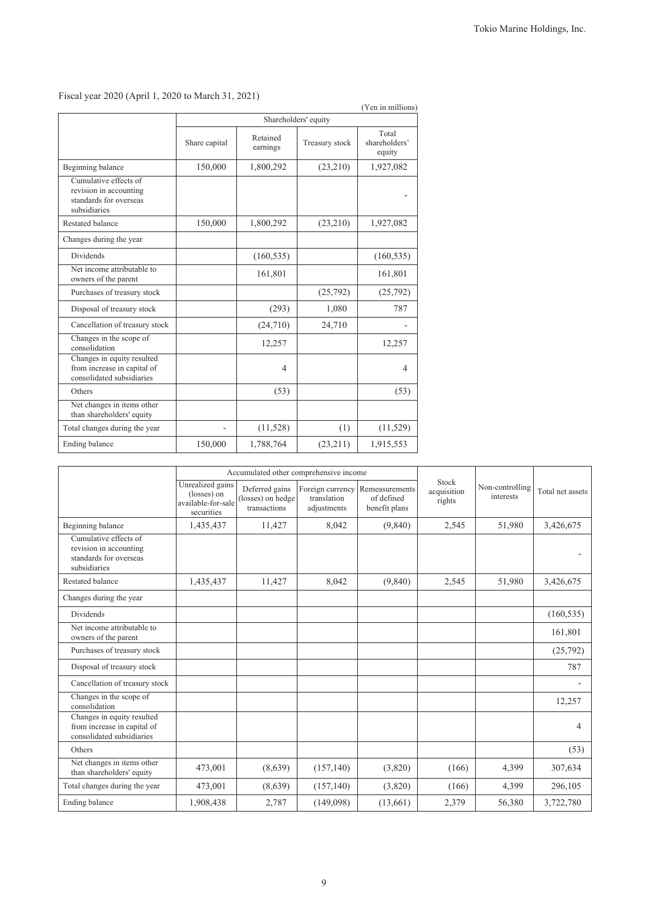Fiscal year 2020 (April 1, 2020 to March 31, 2021)

(Yen in millions)

| | Shareholders' equity | | | |
|---|---|---|---|---|
| | Share capital | Retained earnings | Treasury stock | Total shareholders' equity |
| Beginning balance | 150,000 | 1,800,292 | (23,210) | 1,927,082 |
| Cumulative effects of revision in accounting standards for overseas subsidiaries | | | | - |
| Restated balance | 150,000 | 1,800,292 | (23,210) | 1,927,082 |
| Changes during the year | | | | |
| Dividends | | (160,535) | | (160,535) |
| Net income attributable to owners of the parent | | 161,801 | | 161,801 |
| Purchases of treasury stock | | | (25,792) | (25,792) |
| Disposal of treasury stock | | (293) | 1,080 | 787 |
| Cancellation of treasury stock | | (24,710) | 24,710 | - |
| Changes in the scope of consolidation | | 12,257 | | 12,257 |
| Changes in equity resulted from increase in capital of consolidated subsidiaries | | 4 | | 4 |
| Others | | (53) | | (53) |
| Net changes in items other than shareholders' equity | | | | |
| Total changes during the year | - | (11,528) | (1) | (11,529) |
| Ending balance | 150,000 | 1,788,764 | (23,211) | 1,915,553 |

| | Accumulated other comprehensive income | | | | Stock acquisition rights | Non-controlling interests | Total net assets |
|---|---|---|---|---|---|---|---|
| | Unrealized gains (losses) on available-for-sale securities | Deferred gains (losses) on hedge transactions | Foreign currency translation adjustments | Remeasurements of defined benefit plans | | | |
| Beginning balance | 1,435,437 | 11,427 | 8,042 | (9,840) | 2,545 | 51,980 | 3,426,675 |
| Cumulative effects of revision in accounting standards for overseas subsidiaries | | | | | | | - |
| Restated balance | 1,435,437 | 11,427 | 8,042 | (9,840) | 2,545 | 51,980 | 3,426,675 |
| Changes during the year | | | | | | | |
| Dividends | | | | | | | (160,535) |
| Net income attributable to owners of the parent | | | | | | | 161,801 |
| Purchases of treasury stock | | | | | | | (25,792) |
| Disposal of treasury stock | | | | | | | 787 |
| Cancellation of treasury stock | | | | | | | - |
| Changes in the scope of consolidation | | | | | | | 12,257 |
| Changes in equity resulted from increase in capital of consolidated subsidiaries | | | | | | | 4 |
| Others | | | | | | | (53) |
| Net changes in items other than shareholders' equity | 473,001 | (8,639) | (157,140) | (3,820) | (166) | 4,399 | 307,634 |
| Total changes during the year | 473,001 | (8,639) | (157,140) | (3,820) | (166) | 4,399 | 296,105 |
| Ending balance | 1,908,438 | 2,787 | (149,098) | (13,661) | 2,379 | 56,380 | 3,722,780 |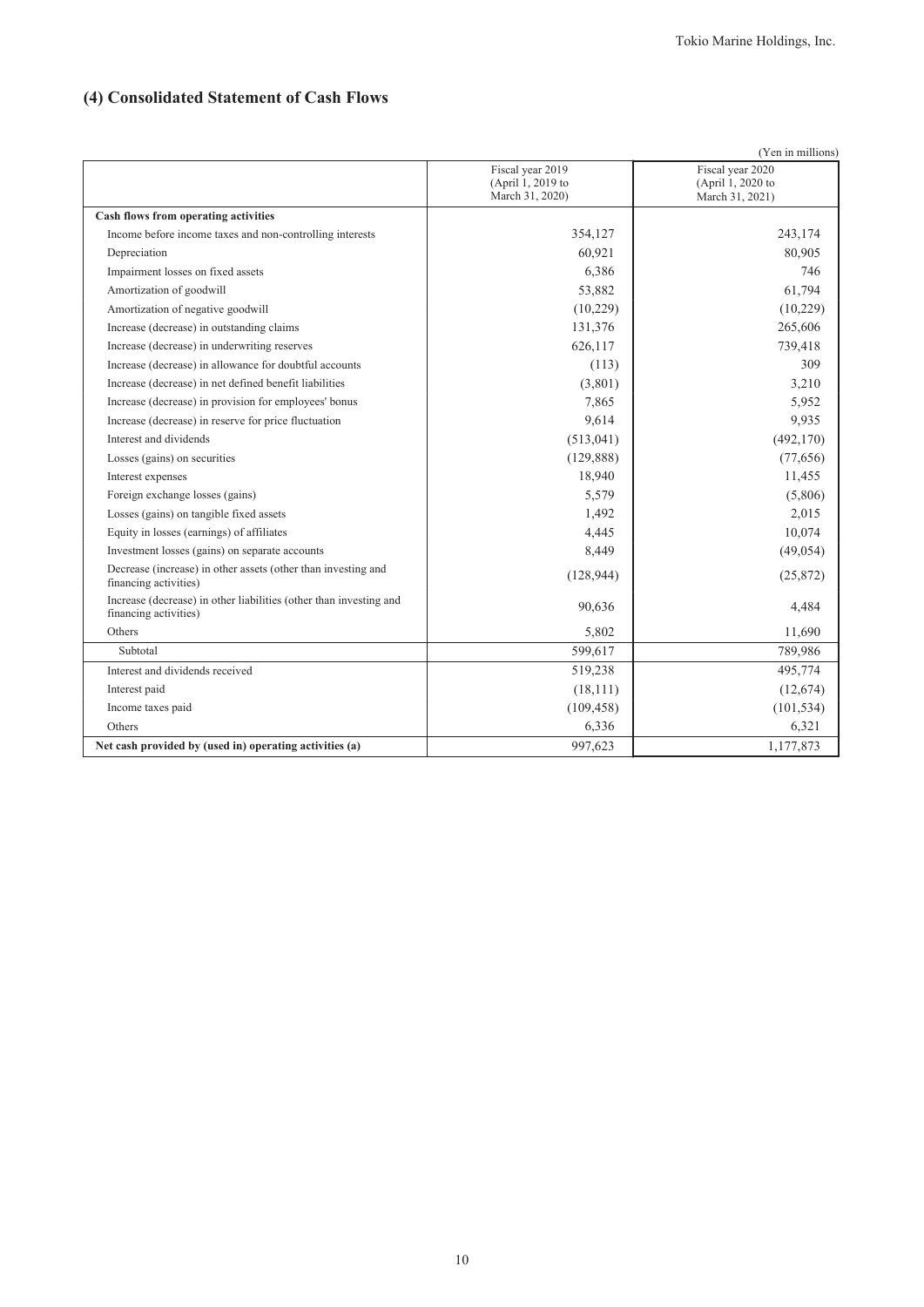## (4) Consolidated Statement of Cash Flows

(Yen in millions)

| | Fiscal year 2019 (April 1, 2019 to March 31, 2020) | Fiscal year 2020 (April 1, 2020 to March 31, 2021) |
|---|---|---|
| **Cash flows from operating activities** | | |
| Income before income taxes and non-controlling interests | 354,127 | 243,174 |
| Depreciation | 60,921 | 80,905 |
| Impairment losses on fixed assets | 6,386 | 746 |
| Amortization of goodwill | 53,882 | 61,794 |
| Amortization of negative goodwill | (10,229) | (10,229) |
| Increase (decrease) in outstanding claims | 131,376 | 265,606 |
| Increase (decrease) in underwriting reserves | 626,117 | 739,418 |
| Increase (decrease) in allowance for doubtful accounts | (113) | 309 |
| Increase (decrease) in net defined benefit liabilities | (3,801) | 3,210 |
| Increase (decrease) in provision for employees' bonus | 7,865 | 5,952 |
| Increase (decrease) in reserve for price fluctuation | 9,614 | 9,935 |
| Interest and dividends | (513,041) | (492,170) |
| Losses (gains) on securities | (129,888) | (77,656) |
| Interest expenses | 18,940 | 11,455 |
| Foreign exchange losses (gains) | 5,579 | (5,806) |
| Losses (gains) on tangible fixed assets | 1,492 | 2,015 |
| Equity in losses (earnings) of affiliates | 4,445 | 10,074 |
| Investment losses (gains) on separate accounts | 8,449 | (49,054) |
| Decrease (increase) in other assets (other than investing and financing activities) | (128,944) | (25,872) |
| Increase (decrease) in other liabilities (other than investing and financing activities) | 90,636 | 4,484 |
| Others | 5,802 | 11,690 |
| Subtotal | 599,617 | 789,986 |
| Interest and dividends received | 519,238 | 495,774 |
| Interest paid | (18,111) | (12,674) |
| Income taxes paid | (109,458) | (101,534) |
| Others | 6,336 | 6,321 |
| **Net cash provided by (used in) operating activities (a)** | 997,623 | 1,177,873 |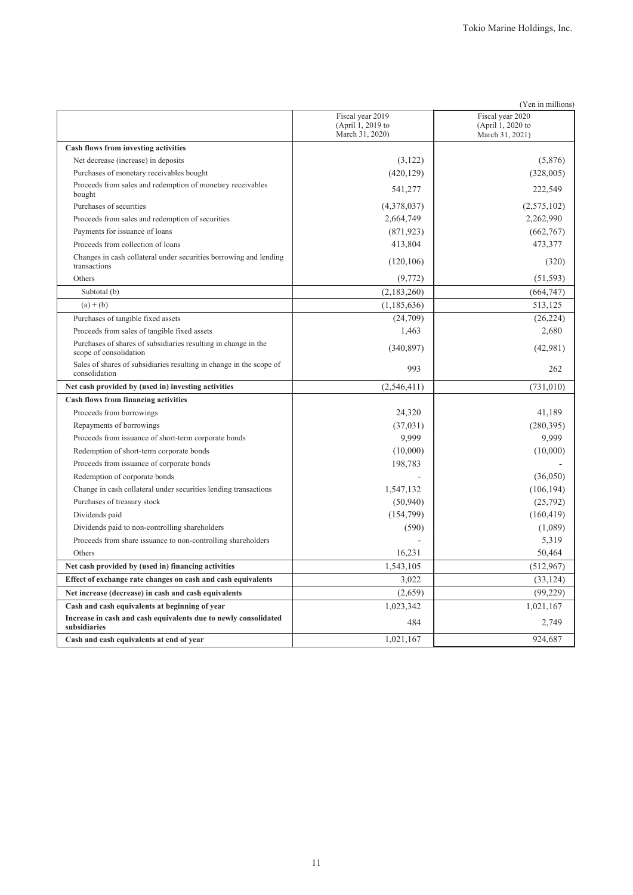(Yen in millions)

| | Fiscal year 2019 (April 1, 2019 to March 31, 2020) | Fiscal year 2020 (April 1, 2020 to March 31, 2021) |
|---|---|---|
| **Cash flows from investing activities** | | |
| Net decrease (increase) in deposits | (3,122) | (5,876) |
| Purchases of monetary receivables bought | (420,129) | (328,005) |
| Proceeds from sales and redemption of monetary receivables bought | 541,277 | 222,549 |
| Purchases of securities | (4,378,037) | (2,575,102) |
| Proceeds from sales and redemption of securities | 2,664,749 | 2,262,990 |
| Payments for issuance of loans | (871,923) | (662,767) |
| Proceeds from collection of loans | 413,804 | 473,377 |
| Changes in cash collateral under securities borrowing and lending transactions | (120,106) | (320) |
| Others | (9,772) | (51,593) |
| Subtotal (b) | (2,183,260) | (664,747) |
| (a) + (b) | (1,185,636) | 513,125 |
| Purchases of tangible fixed assets | (24,709) | (26,224) |
| Proceeds from sales of tangible fixed assets | 1,463 | 2,680 |
| Purchases of shares of subsidiaries resulting in change in the scope of consolidation | (340,897) | (42,981) |
| Sales of shares of subsidiaries resulting in change in the scope of consolidation | 993 | 262 |
| **Net cash provided by (used in) investing activities** | (2,546,411) | (731,010) |
| **Cash flows from financing activities** | | |
| Proceeds from borrowings | 24,320 | 41,189 |
| Repayments of borrowings | (37,031) | (280,395) |
| Proceeds from issuance of short-term corporate bonds | 9,999 | 9,999 |
| Redemption of short-term corporate bonds | (10,000) | (10,000) |
| Proceeds from issuance of corporate bonds | 198,783 | - |
| Redemption of corporate bonds | - | (36,050) |
| Change in cash collateral under securities lending transactions | 1,547,132 | (106,194) |
| Purchases of treasury stock | (50,940) | (25,792) |
| Dividends paid | (154,799) | (160,419) |
| Dividends paid to non-controlling shareholders | (590) | (1,089) |
| Proceeds from share issuance to non-controlling shareholders | - | 5,319 |
| Others | 16,231 | 50,464 |
| **Net cash provided by (used in) financing activities** | 1,543,105 | (512,967) |
| **Effect of exchange rate changes on cash and cash equivalents** | 3,022 | (33,124) |
| **Net increase (decrease) in cash and cash equivalents** | (2,659) | (99,229) |
| **Cash and cash equivalents at beginning of year** | 1,023,342 | 1,021,167 |
| **Increase in cash and cash equivalents due to newly consolidated subsidiaries** | 484 | 2,749 |
| **Cash and cash equivalents at end of year** | 1,021,167 | 924,687 |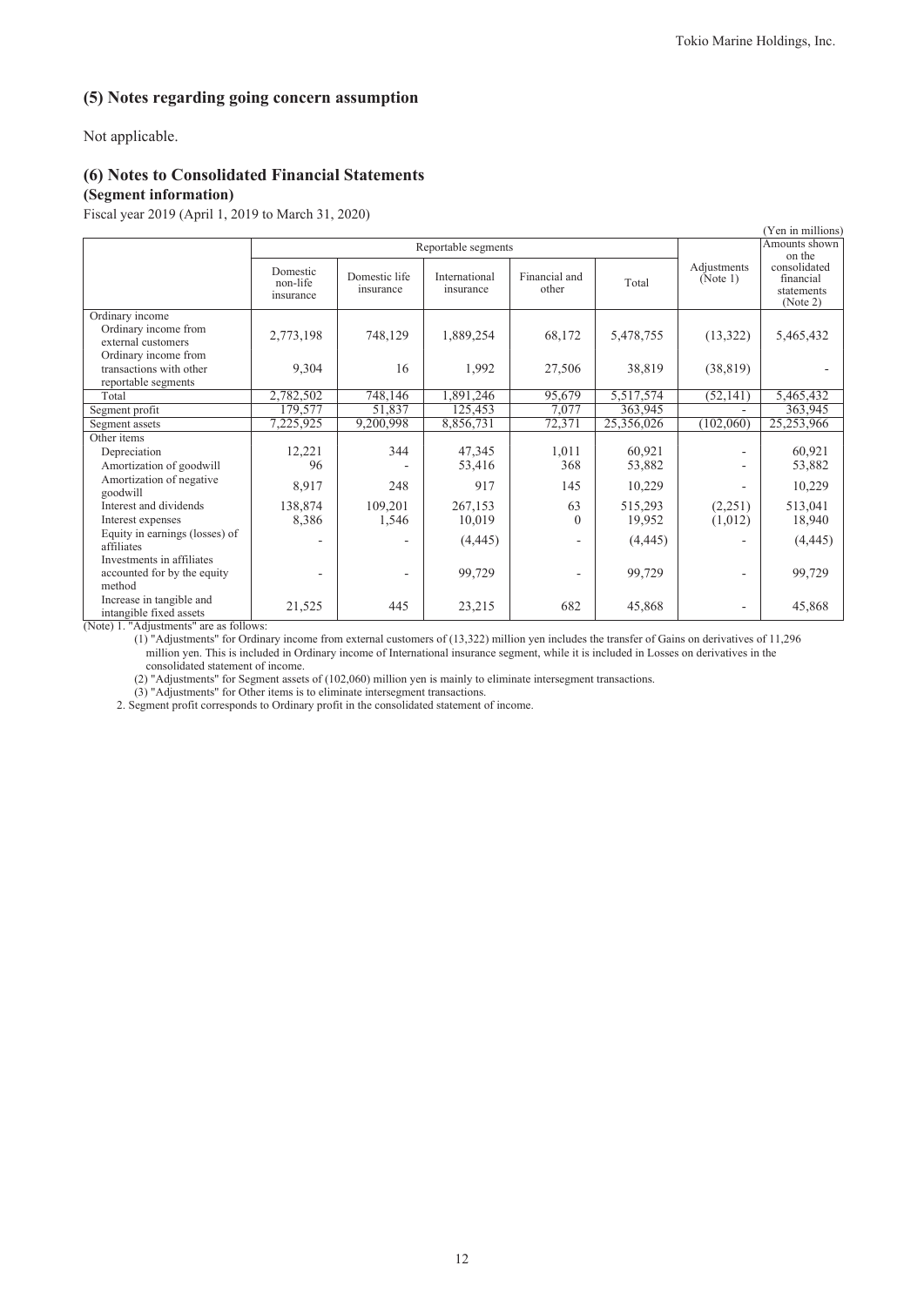## (5) Notes regarding going concern assumption

Not applicable.

## (6) Notes to Consolidated Financial Statements

### (Segment information)

Fiscal year 2019 (April 1, 2019 to March 31, 2020)

(Yen in millions)

| | Reportable segments | | | | | Adjustments (Note 1) | Amounts shown on the consolidated financial statements (Note 2) |
|---|---|---|---|---|---|---|---|
| | Domestic non-life insurance | Domestic life insurance | International insurance | Financial and other | Total | | |
| Ordinary income | | | | | | | |
| Ordinary income from external customers | 2,773,198 | 748,129 | 1,889,254 | 68,172 | 5,478,755 | (13,322) | 5,465,432 |
| Ordinary income from transactions with other reportable segments | 9,304 | 16 | 1,992 | 27,506 | 38,819 | (38,819) | - |
| Total | 2,782,502 | 748,146 | 1,891,246 | 95,679 | 5,517,574 | (52,141) | 5,465,432 |
| Segment profit | 179,577 | 51,837 | 125,453 | 7,077 | 363,945 | - | 363,945 |
| Segment assets | 7,225,925 | 9,200,998 | 8,856,731 | 72,371 | 25,356,026 | (102,060) | 25,253,966 |
| Other items | | | | | | | |
| Depreciation | 12,221 | 344 | 47,345 | 1,011 | 60,921 | - | 60,921 |
| Amortization of goodwill | 96 | - | 53,416 | 368 | 53,882 | - | 53,882 |
| Amortization of negative goodwill | 8,917 | 248 | 917 | 145 | 10,229 | - | 10,229 |
| Interest and dividends | 138,874 | 109,201 | 267,153 | 63 | 515,293 | (2,251) | 513,041 |
| Interest expenses | 8,386 | 1,546 | 10,019 | 0 | 19,952 | (1,012) | 18,940 |
| Equity in earnings (losses) of affiliates | - | - | (4,445) | - | (4,445) | - | (4,445) |
| Investments in affiliates accounted for by the equity method | - | - | 99,729 | - | 99,729 | - | 99,729 |
| Increase in tangible and intangible fixed assets | 21,525 | 445 | 23,215 | 682 | 45,868 | - | 45,868 |

(Note) 1. "Adjustments" are as follows:

(1) "Adjustments" for Ordinary income from external customers of (13,322) million yen includes the transfer of Gains on derivatives of 11,296 million yen. This is included in Ordinary income of International insurance segment, while it is included in Losses on derivatives in the consolidated statement of income.

(2) "Adjustments" for Segment assets of (102,060) million yen is mainly to eliminate intersegment transactions.

(3) "Adjustments" for Other items is to eliminate intersegment transactions.

2. Segment profit corresponds to Ordinary profit in the consolidated statement of income.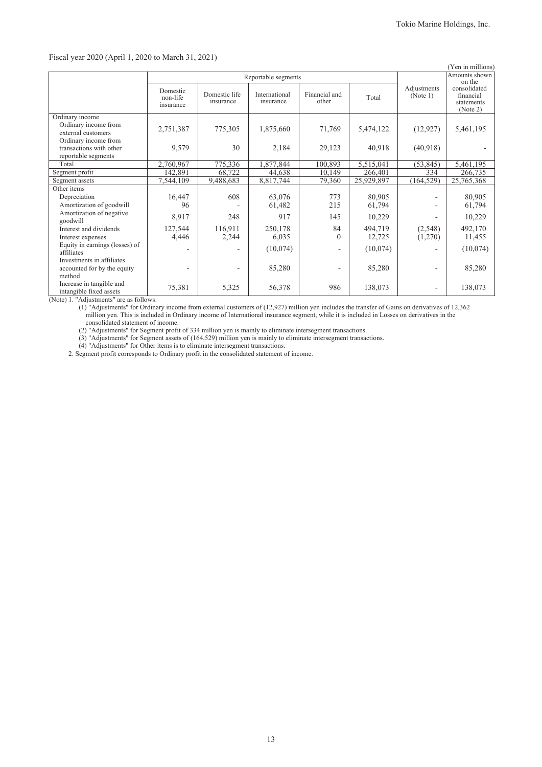Fiscal year 2020 (April 1, 2020 to March 31, 2021)

(Yen in millions)

| | Reportable segments | | | | | Adjustments (Note 1) | Amounts shown on the consolidated financial statements (Note 2) |
|---|---|---|---|---|---|---|---|
| | Domestic non-life insurance | Domestic life insurance | International insurance | Financial and other | Total | | |
| Ordinary income | | | | | | | |
| Ordinary income from external customers | 2,751,387 | 775,305 | 1,875,660 | 71,769 | 5,474,122 | (12,927) | 5,461,195 |
| Ordinary income from transactions with other reportable segments | 9,579 | 30 | 2,184 | 29,123 | 40,918 | (40,918) | - |
| Total | 2,760,967 | 775,336 | 1,877,844 | 100,893 | 5,515,041 | (53,845) | 5,461,195 |
| Segment profit | 142,891 | 68,722 | 44,638 | 10,149 | 266,401 | 334 | 266,735 |
| Segment assets | 7,544,109 | 9,488,683 | 8,817,744 | 79,360 | 25,929,897 | (164,529) | 25,765,368 |
| Other items | | | | | | | |
| Depreciation | 16,447 | 608 | 63,076 | 773 | 80,905 | - | 80,905 |
| Amortization of goodwill | 96 | - | 61,482 | 215 | 61,794 | - | 61,794 |
| Amortization of negative goodwill | 8,917 | 248 | 917 | 145 | 10,229 | - | 10,229 |
| Interest and dividends | 127,544 | 116,911 | 250,178 | 84 | 494,719 | (2,548) | 492,170 |
| Interest expenses | 4,446 | 2,244 | 6,035 | 0 | 12,725 | (1,270) | 11,455 |
| Equity in earnings (losses) of affiliates | - | - | (10,074) | - | (10,074) | - | (10,074) |
| Investments in affiliates accounted for by the equity method | - | - | 85,280 | - | 85,280 | - | 85,280 |
| Increase in tangible and intangible fixed assets | 75,381 | 5,325 | 56,378 | 986 | 138,073 | - | 138,073 |

(Note) 1. "Adjustments" are as follows:

(1) "Adjustments" for Ordinary income from external customers of (12,927) million yen includes the transfer of Gains on derivatives of 12,362 million yen. This is included in Ordinary income of International insurance segment, while it is included in Losses on derivatives in the consolidated statement of income.

(2) "Adjustments" for Segment profit of 334 million yen is mainly to eliminate intersegment transactions.

(3) "Adjustments" for Segment assets of (164,529) million yen is mainly to eliminate intersegment transactions.

(4) "Adjustments" for Other items is to eliminate intersegment transactions.

2. Segment profit corresponds to Ordinary profit in the consolidated statement of income.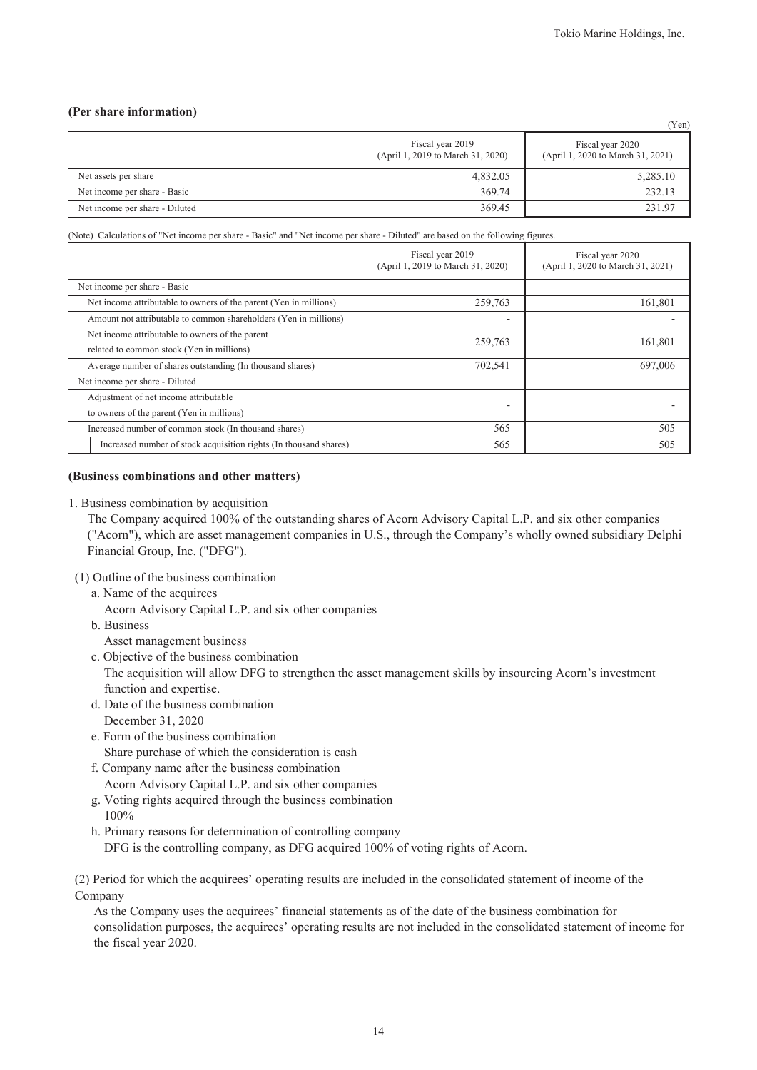**(Per share information)**

(Yen)

| | Fiscal year 2019 (April 1, 2019 to March 31, 2020) | Fiscal year 2020 (April 1, 2020 to March 31, 2021) |
|---|---|---|
| Net assets per share | 4,832.05 | 5,285.10 |
| Net income per share - Basic | 369.74 | 232.13 |
| Net income per share - Diluted | 369.45 | 231.97 |

(Note) Calculations of "Net income per share - Basic" and "Net income per share - Diluted" are based on the following figures.

| | Fiscal year 2019 (April 1, 2019 to March 31, 2020) | Fiscal year 2020 (April 1, 2020 to March 31, 2021) |
|---|---|---|
| Net income per share - Basic | | |
| Net income attributable to owners of the parent (Yen in millions) | 259,763 | 161,801 |
| Amount not attributable to common shareholders (Yen in millions) | - | - |
| Net income attributable to owners of the parent related to common stock (Yen in millions) | 259,763 | 161,801 |
| Average number of shares outstanding (In thousand shares) | 702,541 | 697,006 |
| Net income per share - Diluted | | |
| Adjustment of net income attributable to owners of the parent (Yen in millions) | - | - |
| Increased number of common stock (In thousand shares) | 565 | 505 |
| Increased number of stock acquisition rights (In thousand shares) | 565 | 505 |

**(Business combinations and other matters)**

1. Business combination by acquisition

The Company acquired 100% of the outstanding shares of Acorn Advisory Capital L.P. and six other companies ("Acorn"), which are asset management companies in U.S., through the Company's wholly owned subsidiary Delphi Financial Group, Inc. ("DFG").

(1) Outline of the business combination

a. Name of the acquirees
Acorn Advisory Capital L.P. and six other companies

b. Business
Asset management business

c. Objective of the business combination
The acquisition will allow DFG to strengthen the asset management skills by insourcing Acorn's investment function and expertise.

d. Date of the business combination
December 31, 2020

e. Form of the business combination
Share purchase of which the consideration is cash

f. Company name after the business combination
Acorn Advisory Capital L.P. and six other companies

g. Voting rights acquired through the business combination
100%

h. Primary reasons for determination of controlling company
DFG is the controlling company, as DFG acquired 100% of voting rights of Acorn.

(2) Period for which the acquirees' operating results are included in the consolidated statement of income of the Company

As the Company uses the acquirees' financial statements as of the date of the business combination for consolidation purposes, the acquirees' operating results are not included in the consolidated statement of income for the fiscal year 2020.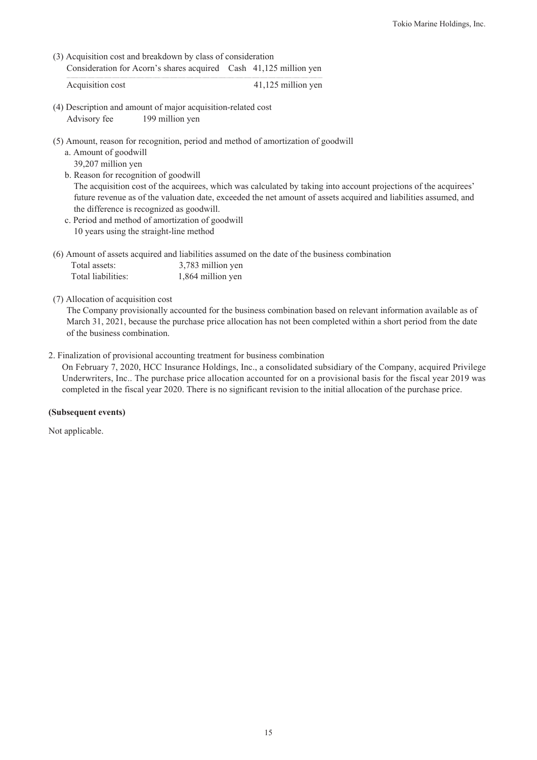(3) Acquisition cost and breakdown by class of consideration

| | | |
|---|---|---|
| Consideration for Acorn's shares acquired | Cash | 41,125 million yen |
| Acquisition cost | | 41,125 million yen |

(4) Description and amount of major acquisition-related cost

Advisory fee 199 million yen

(5) Amount, reason for recognition, period and method of amortization of goodwill

a. Amount of goodwill

39,207 million yen

b. Reason for recognition of goodwill

The acquisition cost of the acquirees, which was calculated by taking into account projections of the acquirees' future revenue as of the valuation date, exceeded the net amount of assets acquired and liabilities assumed, and the difference is recognized as goodwill.

c. Period and method of amortization of goodwill

10 years using the straight-line method

(6) Amount of assets acquired and liabilities assumed on the date of the business combination

| | |
|---|---|
| Total assets: | 3,783 million yen |
| Total liabilities: | 1,864 million yen |

(7) Allocation of acquisition cost

The Company provisionally accounted for the business combination based on relevant information available as of March 31, 2021, because the purchase price allocation has not been completed within a short period from the date of the business combination.

2. Finalization of provisional accounting treatment for business combination

On February 7, 2020, HCC Insurance Holdings, Inc., a consolidated subsidiary of the Company, acquired Privilege Underwriters, Inc.. The purchase price allocation accounted for on a provisional basis for the fiscal year 2019 was completed in the fiscal year 2020. There is no significant revision to the initial allocation of the purchase price.

**(Subsequent events)**

Not applicable.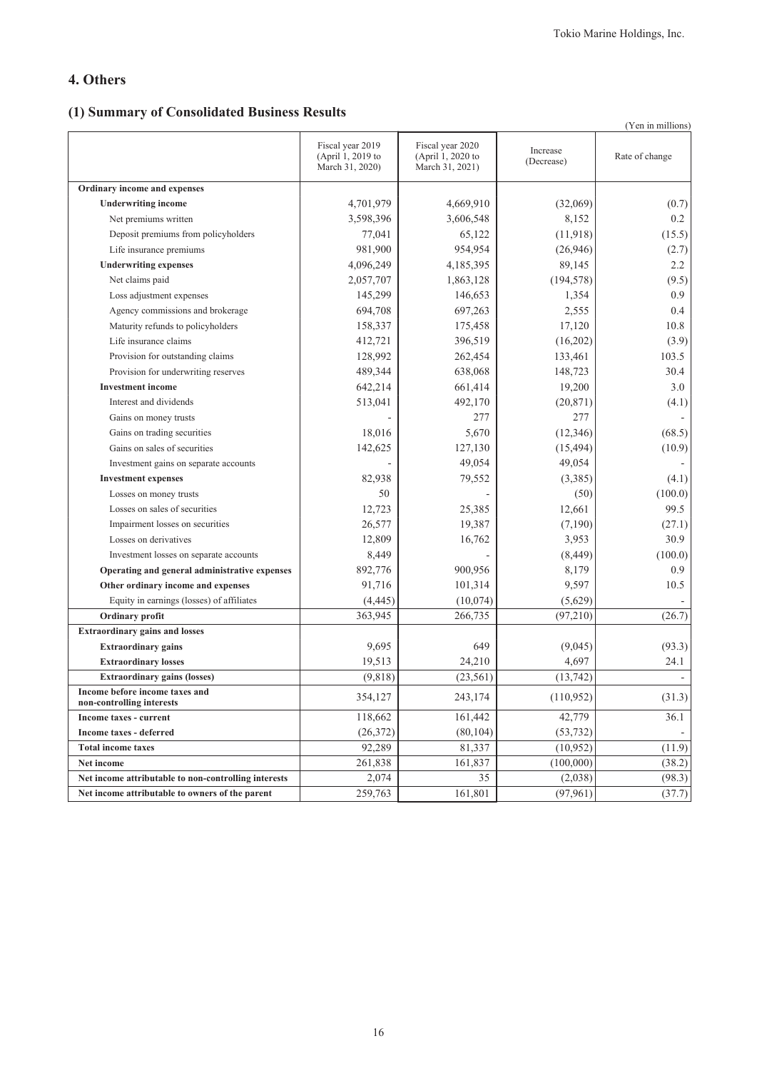## 4. Others

### (1) Summary of Consolidated Business Results

(Yen in millions)

| | Fiscal year 2019 (April 1, 2019 to March 31, 2020) | Fiscal year 2020 (April 1, 2020 to March 31, 2021) | Increase (Decrease) | Rate of change |
|---|---|---|---|---|
| **Ordinary income and expenses** | | | | |
| **Underwriting income** | 4,701,979 | 4,669,910 | (32,069) | (0.7) |
| Net premiums written | 3,598,396 | 3,606,548 | 8,152 | 0.2 |
| Deposit premiums from policyholders | 77,041 | 65,122 | (11,918) | (15.5) |
| Life insurance premiums | 981,900 | 954,954 | (26,946) | (2.7) |
| **Underwriting expenses** | 4,096,249 | 4,185,395 | 89,145 | 2.2 |
| Net claims paid | 2,057,707 | 1,863,128 | (194,578) | (9.5) |
| Loss adjustment expenses | 145,299 | 146,653 | 1,354 | 0.9 |
| Agency commissions and brokerage | 694,708 | 697,263 | 2,555 | 0.4 |
| Maturity refunds to policyholders | 158,337 | 175,458 | 17,120 | 10.8 |
| Life insurance claims | 412,721 | 396,519 | (16,202) | (3.9) |
| Provision for outstanding claims | 128,992 | 262,454 | 133,461 | 103.5 |
| Provision for underwriting reserves | 489,344 | 638,068 | 148,723 | 30.4 |
| **Investment income** | 642,214 | 661,414 | 19,200 | 3.0 |
| Interest and dividends | 513,041 | 492,170 | (20,871) | (4.1) |
| Gains on money trusts | - | 277 | 277 | - |
| Gains on trading securities | 18,016 | 5,670 | (12,346) | (68.5) |
| Gains on sales of securities | 142,625 | 127,130 | (15,494) | (10.9) |
| Investment gains on separate accounts | - | 49,054 | 49,054 | - |
| **Investment expenses** | 82,938 | 79,552 | (3,385) | (4.1) |
| Losses on money trusts | 50 | - | (50) | (100.0) |
| Losses on sales of securities | 12,723 | 25,385 | 12,661 | 99.5 |
| Impairment losses on securities | 26,577 | 19,387 | (7,190) | (27.1) |
| Losses on derivatives | 12,809 | 16,762 | 3,953 | 30.9 |
| Investment losses on separate accounts | 8,449 | - | (8,449) | (100.0) |
| **Operating and general administrative expenses** | 892,776 | 900,956 | 8,179 | 0.9 |
| **Other ordinary income and expenses** | 91,716 | 101,314 | 9,597 | 10.5 |
| Equity in earnings (losses) of affiliates | (4,445) | (10,074) | (5,629) | - |
| **Ordinary profit** | 363,945 | 266,735 | (97,210) | (26.7) |
| **Extraordinary gains and losses** | | | | |
| **Extraordinary gains** | 9,695 | 649 | (9,045) | (93.3) |
| **Extraordinary losses** | 19,513 | 24,210 | 4,697 | 24.1 |
| **Extraordinary gains (losses)** | (9,818) | (23,561) | (13,742) | - |
| **Income before income taxes and non-controlling interests** | 354,127 | 243,174 | (110,952) | (31.3) |
| **Income taxes - current** | 118,662 | 161,442 | 42,779 | 36.1 |
| **Income taxes - deferred** | (26,372) | (80,104) | (53,732) | - |
| **Total income taxes** | 92,289 | 81,337 | (10,952) | (11.9) |
| **Net income** | 261,838 | 161,837 | (100,000) | (38.2) |
| **Net income attributable to non-controlling interests** | 2,074 | 35 | (2,038) | (98.3) |
| **Net income attributable to owners of the parent** | 259,763 | 161,801 | (97,961) | (37.7) |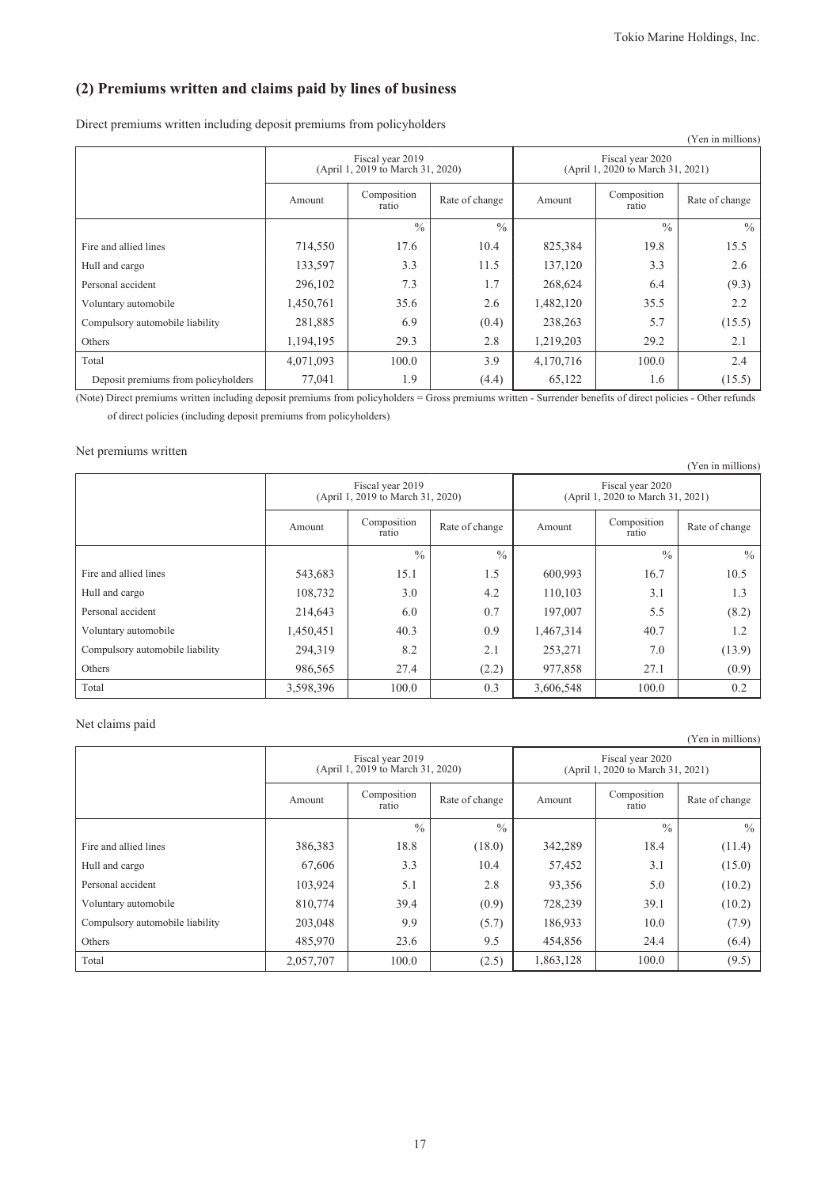## (2) Premiums written and claims paid by lines of business

Direct premiums written including deposit premiums from policyholders

(Yen in millions)

| | Fiscal year 2019 (April 1, 2019 to March 31, 2020) | | | Fiscal year 2020 (April 1, 2020 to March 31, 2021) | | |
|---|---|---|---|---|---|---|
| | Amount | Composition ratio | Rate of change | Amount | Composition ratio | Rate of change |
| | | % | % | | % | % |
| Fire and allied lines | 714,550 | 17.6 | 10.4 | 825,384 | 19.8 | 15.5 |
| Hull and cargo | 133,597 | 3.3 | 11.5 | 137,120 | 3.3 | 2.6 |
| Personal accident | 296,102 | 7.3 | 1.7 | 268,624 | 6.4 | (9.3) |
| Voluntary automobile | 1,450,761 | 35.6 | 2.6 | 1,482,120 | 35.5 | 2.2 |
| Compulsory automobile liability | 281,885 | 6.9 | (0.4) | 238,263 | 5.7 | (15.5) |
| Others | 1,194,195 | 29.3 | 2.8 | 1,219,203 | 29.2 | 2.1 |
| Total | 4,071,093 | 100.0 | 3.9 | 4,170,716 | 100.0 | 2.4 |
| Deposit premiums from policyholders | 77,041 | 1.9 | (4.4) | 65,122 | 1.6 | (15.5) |

(Note) Direct premiums written including deposit premiums from policyholders = Gross premiums written - Surrender benefits of direct policies - Other refunds of direct policies (including deposit premiums from policyholders)

Net premiums written

(Yen in millions)

| | Fiscal year 2019 (April 1, 2019 to March 31, 2020) | | | Fiscal year 2020 (April 1, 2020 to March 31, 2021) | | |
|---|---|---|---|---|---|---|
| | Amount | Composition ratio | Rate of change | Amount | Composition ratio | Rate of change |
| | | % | % | | % | % |
| Fire and allied lines | 543,683 | 15.1 | 1.5 | 600,993 | 16.7 | 10.5 |
| Hull and cargo | 108,732 | 3.0 | 4.2 | 110,103 | 3.1 | 1.3 |
| Personal accident | 214,643 | 6.0 | 0.7 | 197,007 | 5.5 | (8.2) |
| Voluntary automobile | 1,450,451 | 40.3 | 0.9 | 1,467,314 | 40.7 | 1.2 |
| Compulsory automobile liability | 294,319 | 8.2 | 2.1 | 253,271 | 7.0 | (13.9) |
| Others | 986,565 | 27.4 | (2.2) | 977,858 | 27.1 | (0.9) |
| Total | 3,598,396 | 100.0 | 0.3 | 3,606,548 | 100.0 | 0.2 |

Net claims paid

(Yen in millions)

| | Fiscal year 2019 (April 1, 2019 to March 31, 2020) | | | Fiscal year 2020 (April 1, 2020 to March 31, 2021) | | |
|---|---|---|---|---|---|---|
| | Amount | Composition ratio | Rate of change | Amount | Composition ratio | Rate of change |
| | | % | % | | % | % |
| Fire and allied lines | 386,383 | 18.8 | (18.0) | 342,289 | 18.4 | (11.4) |
| Hull and cargo | 67,606 | 3.3 | 10.4 | 57,452 | 3.1 | (15.0) |
| Personal accident | 103,924 | 5.1 | 2.8 | 93,356 | 5.0 | (10.2) |
| Voluntary automobile | 810,774 | 39.4 | (0.9) | 728,239 | 39.1 | (10.2) |
| Compulsory automobile liability | 203,048 | 9.9 | (5.7) | 186,933 | 10.0 | (7.9) |
| Others | 485,970 | 23.6 | 9.5 | 454,856 | 24.4 | (6.4) |
| Total | 2,057,707 | 100.0 | (2.5) | 1,863,128 | 100.0 | (9.5) |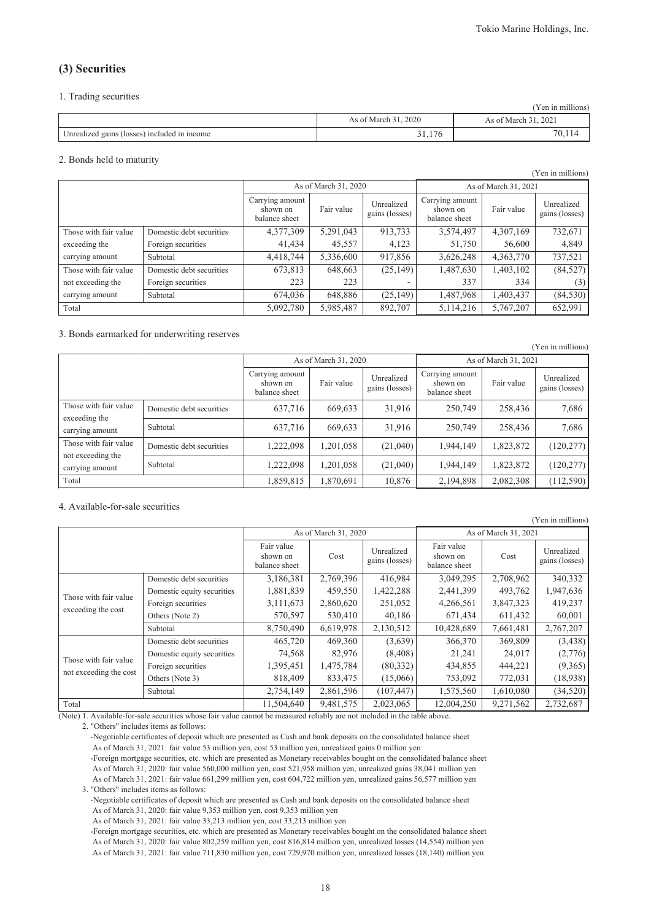## (3) Securities

1. Trading securities

(Yen in millions)

| | As of March 31, 2020 | As of March 31, 2021 |
|---|---|---|
| Unrealized gains (losses) included in income | 31,176 | 70,114 |

2. Bonds held to maturity

(Yen in millions)

| | | As of March 31, 2020 | | | As of March 31, 2021 | | |
|---|---|---|---|---|---|---|---|
| | | Carrying amount shown on balance sheet | Fair value | Unrealized gains (losses) | Carrying amount shown on balance sheet | Fair value | Unrealized gains (losses) |
| Those with fair value exceeding the carrying amount | Domestic debt securities | 4,377,309 | 5,291,043 | 913,733 | 3,574,497 | 4,307,169 | 732,671 |
| | Foreign securities | 41,434 | 45,557 | 4,123 | 51,750 | 56,600 | 4,849 |
| | Subtotal | 4,418,744 | 5,336,600 | 917,856 | 3,626,248 | 4,363,770 | 737,521 |
| Those with fair value not exceeding the carrying amount | Domestic debt securities | 673,813 | 648,663 | (25,149) | 1,487,630 | 1,403,102 | (84,527) |
| | Foreign securities | 223 | 223 | - | 337 | 334 | (3) |
| | Subtotal | 674,036 | 648,886 | (25,149) | 1,487,968 | 1,403,437 | (84,530) |
| Total | | 5,092,780 | 5,985,487 | 892,707 | 5,114,216 | 5,767,207 | 652,991 |

3. Bonds earmarked for underwriting reserves

(Yen in millions)

| | | As of March 31, 2020 | | | As of March 31, 2021 | | |
|---|---|---|---|---|---|---|---|
| | | Carrying amount shown on balance sheet | Fair value | Unrealized gains (losses) | Carrying amount shown on balance sheet | Fair value | Unrealized gains (losses) |
| Those with fair value exceeding the carrying amount | Domestic debt securities | 637,716 | 669,633 | 31,916 | 250,749 | 258,436 | 7,686 |
| | Subtotal | 637,716 | 669,633 | 31,916 | 250,749 | 258,436 | 7,686 |
| Those with fair value not exceeding the carrying amount | Domestic debt securities | 1,222,098 | 1,201,058 | (21,040) | 1,944,149 | 1,823,872 | (120,277) |
| | Subtotal | 1,222,098 | 1,201,058 | (21,040) | 1,944,149 | 1,823,872 | (120,277) |
| Total | | 1,859,815 | 1,870,691 | 10,876 | 2,194,898 | 2,082,308 | (112,590) |

4. Available-for-sale securities

(Yen in millions)

| | | As of March 31, 2020 | | | As of March 31, 2021 | | |
|---|---|---|---|---|---|---|---|
| | | Fair value shown on balance sheet | Cost | Unrealized gains (losses) | Fair value shown on balance sheet | Cost | Unrealized gains (losses) |
| Those with fair value exceeding the cost | Domestic debt securities | 3,186,381 | 2,769,396 | 416,984 | 3,049,295 | 2,708,962 | 340,332 |
| | Domestic equity securities | 1,881,839 | 459,550 | 1,422,288 | 2,441,399 | 493,762 | 1,947,636 |
| | Foreign securities | 3,111,673 | 2,860,620 | 251,052 | 4,266,561 | 3,847,323 | 419,237 |
| | Others (Note 2) | 570,597 | 530,410 | 40,186 | 671,434 | 611,432 | 60,001 |
| | Subtotal | 8,750,490 | 6,619,978 | 2,130,512 | 10,428,689 | 7,661,481 | 2,767,207 |
| Those with fair value not exceeding the cost | Domestic debt securities | 465,720 | 469,360 | (3,639) | 366,370 | 369,809 | (3,438) |
| | Domestic equity securities | 74,568 | 82,976 | (8,408) | 21,241 | 24,017 | (2,776) |
| | Foreign securities | 1,395,451 | 1,475,784 | (80,332) | 434,855 | 444,221 | (9,365) |
| | Others (Note 3) | 818,409 | 833,475 | (15,066) | 753,092 | 772,031 | (18,938) |
| | Subtotal | 2,754,149 | 2,861,596 | (107,447) | 1,575,560 | 1,610,080 | (34,520) |
| Total | | 11,504,640 | 9,481,575 | 2,023,065 | 12,004,250 | 9,271,562 | 2,732,687 |

(Note) 1. Available-for-sale securities whose fair value cannot be measured reliably are not included in the table above.

2. "Others" includes items as follows:
   - Negotiable certificates of deposit which are presented as Cash and bank deposits on the consolidated balance sheet
     As of March 31, 2021: fair value 53 million yen, cost 53 million yen, unrealized gains 0 million yen
   - Foreign mortgage securities, etc. which are presented as Monetary receivables bought on the consolidated balance sheet
     As of March 31, 2020: fair value 560,000 million yen, cost 521,958 million yen, unrealized gains 38,041 million yen
     As of March 31, 2021: fair value 661,299 million yen, cost 604,722 million yen, unrealized gains 56,577 million yen

3. "Others" includes items as follows:
   - Negotiable certificates of deposit which are presented as Cash and bank deposits on the consolidated balance sheet
     As of March 31, 2020: fair value 9,353 million yen, cost 9,353 million yen
     As of March 31, 2021: fair value 33,213 million yen, cost 33,213 million yen
   - Foreign mortgage securities, etc. which are presented as Monetary receivables bought on the consolidated balance sheet
     As of March 31, 2020: fair value 802,259 million yen, cost 816,814 million yen, unrealized losses (14,554) million yen
     As of March 31, 2021: fair value 711,830 million yen, cost 729,970 million yen, unrealized losses (18,140) million yen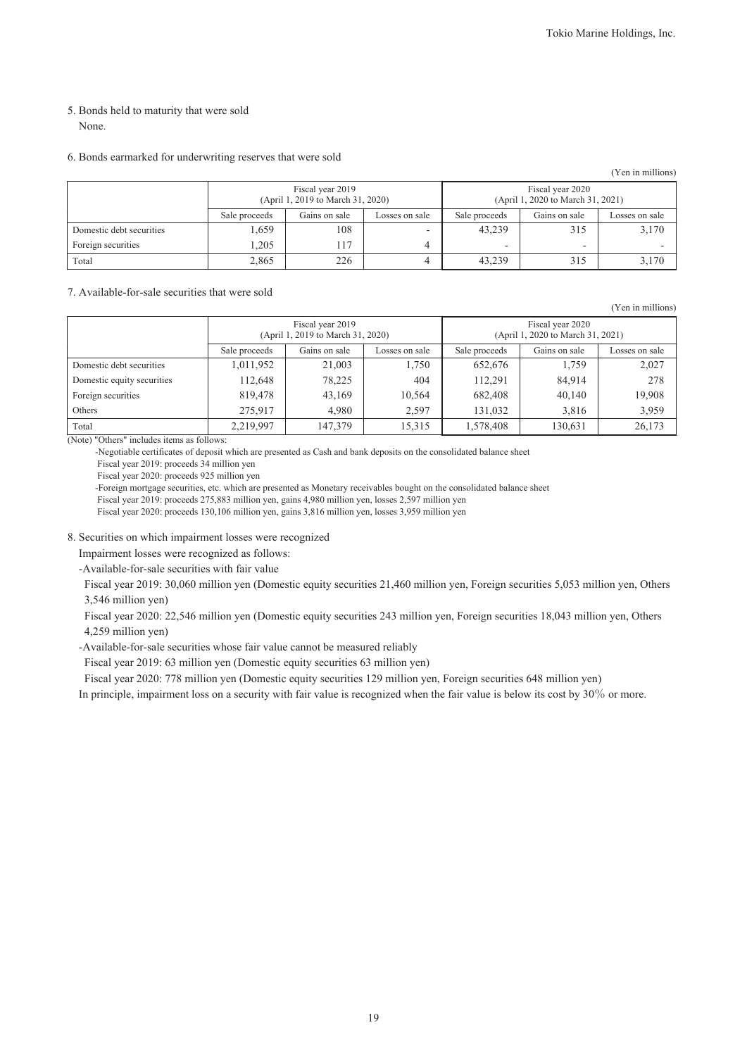5. Bonds held to maturity that were sold

None.

6. Bonds earmarked for underwriting reserves that were sold

(Yen in millions)

| | Fiscal year 2019 (April 1, 2019 to March 31, 2020) | | | Fiscal year 2020 (April 1, 2020 to March 31, 2021) | | |
|---|---|---|---|---|---|---|
| | Sale proceeds | Gains on sale | Losses on sale | Sale proceeds | Gains on sale | Losses on sale |
| Domestic debt securities | 1,659 | 108 | - | 43,239 | 315 | 3,170 |
| Foreign securities | 1,205 | 117 | 4 | - | - | - |
| Total | 2,865 | 226 | 4 | 43,239 | 315 | 3,170 |

7. Available-for-sale securities that were sold

(Yen in millions)

| | Fiscal year 2019 (April 1, 2019 to March 31, 2020) | | | Fiscal year 2020 (April 1, 2020 to March 31, 2021) | | |
|---|---|---|---|---|---|---|
| | Sale proceeds | Gains on sale | Losses on sale | Sale proceeds | Gains on sale | Losses on sale |
| Domestic debt securities | 1,011,952 | 21,003 | 1,750 | 652,676 | 1,759 | 2,027 |
| Domestic equity securities | 112,648 | 78,225 | 404 | 112,291 | 84,914 | 278 |
| Foreign securities | 819,478 | 43,169 | 10,564 | 682,408 | 40,140 | 19,908 |
| Others | 275,917 | 4,980 | 2,597 | 131,032 | 3,816 | 3,959 |
| Total | 2,219,997 | 147,379 | 15,315 | 1,578,408 | 130,631 | 26,173 |

(Note) "Others" includes items as follows:

-Negotiable certificates of deposit which are presented as Cash and bank deposits on the consolidated balance sheet

Fiscal year 2019: proceeds 34 million yen

Fiscal year 2020: proceeds 925 million yen

-Foreign mortgage securities, etc. which are presented as Monetary receivables bought on the consolidated balance sheet

Fiscal year 2019: proceeds 275,883 million yen, gains 4,980 million yen, losses 2,597 million yen

Fiscal year 2020: proceeds 130,106 million yen, gains 3,816 million yen, losses 3,959 million yen

8. Securities on which impairment losses were recognized

Impairment losses were recognized as follows:

-Available-for-sale securities with fair value

Fiscal year 2019: 30,060 million yen (Domestic equity securities 21,460 million yen, Foreign securities 5,053 million yen, Others 3,546 million yen)

Fiscal year 2020: 22,546 million yen (Domestic equity securities 243 million yen, Foreign securities 18,043 million yen, Others 4,259 million yen)

-Available-for-sale securities whose fair value cannot be measured reliably

Fiscal year 2019: 63 million yen (Domestic equity securities 63 million yen)

Fiscal year 2020: 778 million yen (Domestic equity securities 129 million yen, Foreign securities 648 million yen)

In principle, impairment loss on a security with fair value is recognized when the fair value is below its cost by 30% or more.